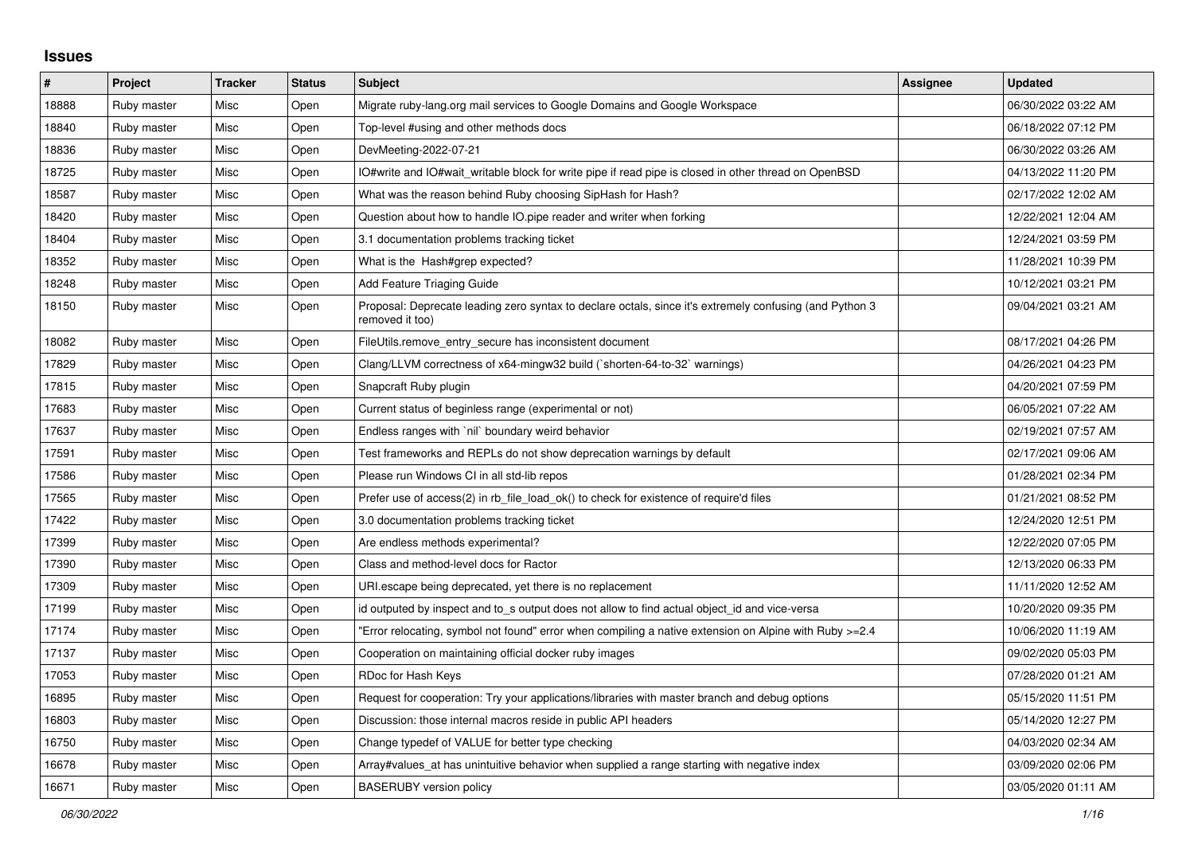## Issues

| # | Project | Tracker | Status | Subject | Assignee | Updated |
|---|---|---|---|---|---|---|
| 18888 | Ruby master | Misc | Open | Migrate ruby-lang.org mail services to Google Domains and Google Workspace | | 06/30/2022 03:22 AM |
| 18840 | Ruby master | Misc | Open | Top-level #using and other methods docs | | 06/18/2022 07:12 PM |
| 18836 | Ruby master | Misc | Open | DevMeeting-2022-07-21 | | 06/30/2022 03:26 AM |
| 18725 | Ruby master | Misc | Open | IO#write and IO#wait_writable block for write pipe if read pipe is closed in other thread on OpenBSD | | 04/13/2022 11:20 PM |
| 18587 | Ruby master | Misc | Open | What was the reason behind Ruby choosing SipHash for Hash? | | 02/17/2022 12:02 AM |
| 18420 | Ruby master | Misc | Open | Question about how to handle IO.pipe reader and writer when forking | | 12/22/2021 12:04 AM |
| 18404 | Ruby master | Misc | Open | 3.1 documentation problems tracking ticket | | 12/24/2021 03:59 PM |
| 18352 | Ruby master | Misc | Open | What is the Hash#grep expected? | | 11/28/2021 10:39 PM |
| 18248 | Ruby master | Misc | Open | Add Feature Triaging Guide | | 10/12/2021 03:21 PM |
| 18150 | Ruby master | Misc | Open | Proposal: Deprecate leading zero syntax to declare octals, since it's extremely confusing (and Python 3 removed it too) | | 09/04/2021 03:21 AM |
| 18082 | Ruby master | Misc | Open | FileUtils.remove_entry_secure has inconsistent document | | 08/17/2021 04:26 PM |
| 17829 | Ruby master | Misc | Open | Clang/LLVM correctness of x64-mingw32 build (`shorten-64-to-32` warnings) | | 04/26/2021 04:23 PM |
| 17815 | Ruby master | Misc | Open | Snapcraft Ruby plugin | | 04/20/2021 07:59 PM |
| 17683 | Ruby master | Misc | Open | Current status of beginless range (experimental or not) | | 06/05/2021 07:22 AM |
| 17637 | Ruby master | Misc | Open | Endless ranges with `nil` boundary weird behavior | | 02/19/2021 07:57 AM |
| 17591 | Ruby master | Misc | Open | Test frameworks and REPLs do not show deprecation warnings by default | | 02/17/2021 09:06 AM |
| 17586 | Ruby master | Misc | Open | Please run Windows CI in all std-lib repos | | 01/28/2021 02:34 PM |
| 17565 | Ruby master | Misc | Open | Prefer use of access(2) in rb_file_load_ok() to check for existence of require'd files | | 01/21/2021 08:52 PM |
| 17422 | Ruby master | Misc | Open | 3.0 documentation problems tracking ticket | | 12/24/2020 12:51 PM |
| 17399 | Ruby master | Misc | Open | Are endless methods experimental? | | 12/22/2020 07:05 PM |
| 17390 | Ruby master | Misc | Open | Class and method-level docs for Ractor | | 12/13/2020 06:33 PM |
| 17309 | Ruby master | Misc | Open | URI.escape being deprecated, yet there is no replacement | | 11/11/2020 12:52 AM |
| 17199 | Ruby master | Misc | Open | id outputed by inspect and to_s output does not allow to find actual object_id and vice-versa | | 10/20/2020 09:35 PM |
| 17174 | Ruby master | Misc | Open | "Error relocating, symbol not found" error when compiling a native extension on Alpine with Ruby >=2.4 | | 10/06/2020 11:19 AM |
| 17137 | Ruby master | Misc | Open | Cooperation on maintaining official docker ruby images | | 09/02/2020 05:03 PM |
| 17053 | Ruby master | Misc | Open | RDoc for Hash Keys | | 07/28/2020 01:21 AM |
| 16895 | Ruby master | Misc | Open | Request for cooperation: Try your applications/libraries with master branch and debug options | | 05/15/2020 11:51 PM |
| 16803 | Ruby master | Misc | Open | Discussion: those internal macros reside in public API headers | | 05/14/2020 12:27 PM |
| 16750 | Ruby master | Misc | Open | Change typedef of VALUE for better type checking | | 04/03/2020 02:34 AM |
| 16678 | Ruby master | Misc | Open | Array#values_at has unintuitive behavior when supplied a range starting with negative index | | 03/09/2020 02:06 PM |
| 16671 | Ruby master | Misc | Open | BASERUBY version policy | | 03/05/2020 01:11 AM |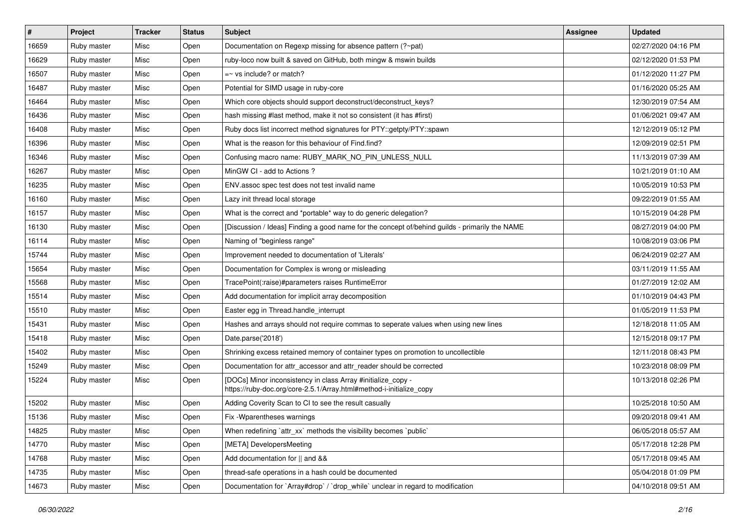| # | Project | Tracker | Status | Subject | Assignee | Updated |
|---|---|---|---|---|---|---|
| 16659 | Ruby master | Misc | Open | Documentation on Regexp missing for absence pattern (?~pat) | | 02/27/2020 04:16 PM |
| 16629 | Ruby master | Misc | Open | ruby-loco now built & saved on GitHub, both mingw & mswin builds | | 02/12/2020 01:53 PM |
| 16507 | Ruby master | Misc | Open | =~ vs include? or match? | | 01/12/2020 11:27 PM |
| 16487 | Ruby master | Misc | Open | Potential for SIMD usage in ruby-core | | 01/16/2020 05:25 AM |
| 16464 | Ruby master | Misc | Open | Which core objects should support deconstruct/deconstruct_keys? | | 12/30/2019 07:54 AM |
| 16436 | Ruby master | Misc | Open | hash missing #last method, make it not so consistent (it has #first) | | 01/06/2021 09:47 AM |
| 16408 | Ruby master | Misc | Open | Ruby docs list incorrect method signatures for PTY::getpty/PTY::spawn | | 12/12/2019 05:12 PM |
| 16396 | Ruby master | Misc | Open | What is the reason for this behaviour of Find.find? | | 12/09/2019 02:51 PM |
| 16346 | Ruby master | Misc | Open | Confusing macro name: RUBY_MARK_NO_PIN_UNLESS_NULL | | 11/13/2019 07:39 AM |
| 16267 | Ruby master | Misc | Open | MinGW CI - add to Actions ? | | 10/21/2019 01:10 AM |
| 16235 | Ruby master | Misc | Open | ENV.assoc spec test does not test invalid name | | 10/05/2019 10:53 PM |
| 16160 | Ruby master | Misc | Open | Lazy init thread local storage | | 09/22/2019 01:55 AM |
| 16157 | Ruby master | Misc | Open | What is the correct and *portable* way to do generic delegation? | | 10/15/2019 04:28 PM |
| 16130 | Ruby master | Misc | Open | [Discussion / Ideas] Finding a good name for the concept of/behind guilds - primarily the NAME | | 08/27/2019 04:00 PM |
| 16114 | Ruby master | Misc | Open | Naming of "beginless range" | | 10/08/2019 03:06 PM |
| 15744 | Ruby master | Misc | Open | Improvement needed to documentation of 'Literals' | | 06/24/2019 02:27 AM |
| 15654 | Ruby master | Misc | Open | Documentation for Complex is wrong or misleading | | 03/11/2019 11:55 AM |
| 15568 | Ruby master | Misc | Open | TracePoint(:raise)#parameters raises RuntimeError | | 01/27/2019 12:02 AM |
| 15514 | Ruby master | Misc | Open | Add documentation for implicit array decomposition | | 01/10/2019 04:43 PM |
| 15510 | Ruby master | Misc | Open | Easter egg in Thread.handle_interrupt | | 01/05/2019 11:53 PM |
| 15431 | Ruby master | Misc | Open | Hashes and arrays should not require commas to seperate values when using new lines | | 12/18/2018 11:05 AM |
| 15418 | Ruby master | Misc | Open | Date.parse('2018') | | 12/15/2018 09:17 PM |
| 15402 | Ruby master | Misc | Open | Shrinking excess retained memory of container types on promotion to uncollectible | | 12/11/2018 08:43 PM |
| 15249 | Ruby master | Misc | Open | Documentation for attr_accessor and attr_reader should be corrected | | 10/23/2018 08:09 PM |
| 15224 | Ruby master | Misc | Open | [DOCs] Minor inconsistency in class Array #initialize_copy - https://ruby-doc.org/core-2.5.1/Array.html#method-i-initialize_copy | | 10/13/2018 02:26 PM |
| 15202 | Ruby master | Misc | Open | Adding Coverity Scan to CI to see the result casually | | 10/25/2018 10:50 AM |
| 15136 | Ruby master | Misc | Open | Fix -Wparentheses warnings | | 09/20/2018 09:41 AM |
| 14825 | Ruby master | Misc | Open | When redefining `attr_xx` methods the visibility becomes `public` | | 06/05/2018 05:57 AM |
| 14770 | Ruby master | Misc | Open | [META] DevelopersMeeting | | 05/17/2018 12:28 PM |
| 14768 | Ruby master | Misc | Open | Add documentation for \|\| and && | | 05/17/2018 09:45 AM |
| 14735 | Ruby master | Misc | Open | thread-safe operations in a hash could be documented | | 05/04/2018 01:09 PM |
| 14673 | Ruby master | Misc | Open | Documentation for `Array#drop` / `drop_while` unclear in regard to modification | | 04/10/2018 09:51 AM |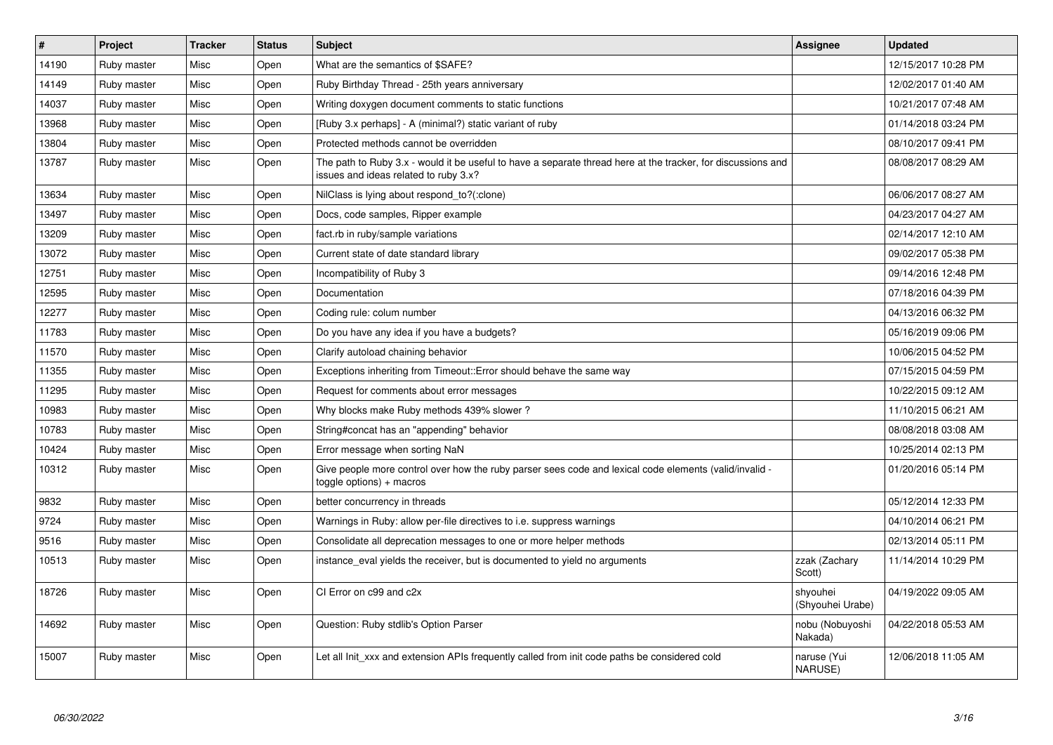| # | Project | Tracker | Status | Subject | Assignee | Updated |
| --- | --- | --- | --- | --- | --- | --- |
| 14190 | Ruby master | Misc | Open | What are the semantics of $SAFE? | | 12/15/2017 10:28 PM |
| 14149 | Ruby master | Misc | Open | Ruby Birthday Thread - 25th years anniversary | | 12/02/2017 01:40 AM |
| 14037 | Ruby master | Misc | Open | Writing doxygen document comments to static functions | | 10/21/2017 07:48 AM |
| 13968 | Ruby master | Misc | Open | [Ruby 3.x perhaps] - A (minimal?) static variant of ruby | | 01/14/2018 03:24 PM |
| 13804 | Ruby master | Misc | Open | Protected methods cannot be overridden | | 08/10/2017 09:41 PM |
| 13787 | Ruby master | Misc | Open | The path to Ruby 3.x - would it be useful to have a separate thread here at the tracker, for discussions and issues and ideas related to ruby 3.x? | | 08/08/2017 08:29 AM |
| 13634 | Ruby master | Misc | Open | NilClass is lying about respond_to?(:clone) | | 06/06/2017 08:27 AM |
| 13497 | Ruby master | Misc | Open | Docs, code samples, Ripper example | | 04/23/2017 04:27 AM |
| 13209 | Ruby master | Misc | Open | fact.rb in ruby/sample variations | | 02/14/2017 12:10 AM |
| 13072 | Ruby master | Misc | Open | Current state of date standard library | | 09/02/2017 05:38 PM |
| 12751 | Ruby master | Misc | Open | Incompatibility of Ruby 3 | | 09/14/2016 12:48 PM |
| 12595 | Ruby master | Misc | Open | Documentation | | 07/18/2016 04:39 PM |
| 12277 | Ruby master | Misc | Open | Coding rule: colum number | | 04/13/2016 06:32 PM |
| 11783 | Ruby master | Misc | Open | Do you have any idea if you have a budgets? | | 05/16/2019 09:06 PM |
| 11570 | Ruby master | Misc | Open | Clarify autoload chaining behavior | | 10/06/2015 04:52 PM |
| 11355 | Ruby master | Misc | Open | Exceptions inheriting from Timeout::Error should behave the same way | | 07/15/2015 04:59 PM |
| 11295 | Ruby master | Misc | Open | Request for comments about error messages | | 10/22/2015 09:12 AM |
| 10983 | Ruby master | Misc | Open | Why blocks make Ruby methods 439% slower ? | | 11/10/2015 06:21 AM |
| 10783 | Ruby master | Misc | Open | String#concat has an "appending" behavior | | 08/08/2018 03:08 AM |
| 10424 | Ruby master | Misc | Open | Error message when sorting NaN | | 10/25/2014 02:13 PM |
| 10312 | Ruby master | Misc | Open | Give people more control over how the ruby parser sees code and lexical code elements (valid/invalid - toggle options) + macros | | 01/20/2016 05:14 PM |
| 9832 | Ruby master | Misc | Open | better concurrency in threads | | 05/12/2014 12:33 PM |
| 9724 | Ruby master | Misc | Open | Warnings in Ruby: allow per-file directives to i.e. suppress warnings | | 04/10/2014 06:21 PM |
| 9516 | Ruby master | Misc | Open | Consolidate all deprecation messages to one or more helper methods | | 02/13/2014 05:11 PM |
| 10513 | Ruby master | Misc | Open | instance_eval yields the receiver, but is documented to yield no arguments | zzak (Zachary Scott) | 11/14/2014 10:29 PM |
| 18726 | Ruby master | Misc | Open | CI Error on c99 and c2x | shyouhei (Shyouhei Urabe) | 04/19/2022 09:05 AM |
| 14692 | Ruby master | Misc | Open | Question: Ruby stdlib's Option Parser | nobu (Nobuyoshi Nakada) | 04/22/2018 05:53 AM |
| 15007 | Ruby master | Misc | Open | Let all Init_xxx and extension APIs frequently called from init code paths be considered cold | naruse (Yui NARUSE) | 12/06/2018 11:05 AM |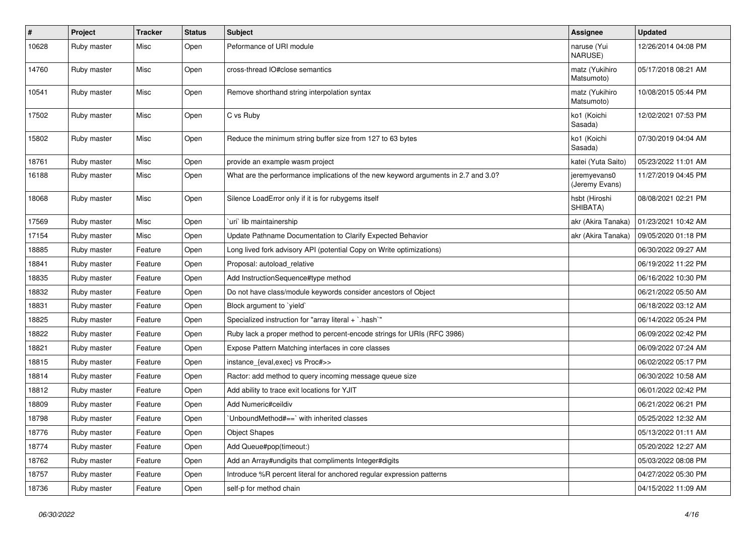| # | Project | Tracker | Status | Subject | Assignee | Updated |
|---|---|---|---|---|---|---|
| 10628 | Ruby master | Misc | Open | Peformance of URI module | naruse (Yui NARUSE) | 12/26/2014 04:08 PM |
| 14760 | Ruby master | Misc | Open | cross-thread IO#close semantics | matz (Yukihiro Matsumoto) | 05/17/2018 08:21 AM |
| 10541 | Ruby master | Misc | Open | Remove shorthand string interpolation syntax | matz (Yukihiro Matsumoto) | 10/08/2015 05:44 PM |
| 17502 | Ruby master | Misc | Open | C vs Ruby | ko1 (Koichi Sasada) | 12/02/2021 07:53 PM |
| 15802 | Ruby master | Misc | Open | Reduce the minimum string buffer size from 127 to 63 bytes | ko1 (Koichi Sasada) | 07/30/2019 04:04 AM |
| 18761 | Ruby master | Misc | Open | provide an example wasm project | katei (Yuta Saito) | 05/23/2022 11:01 AM |
| 16188 | Ruby master | Misc | Open | What are the performance implications of the new keyword arguments in 2.7 and 3.0? | jeremyevans0 (Jeremy Evans) | 11/27/2019 04:45 PM |
| 18068 | Ruby master | Misc | Open | Silence LoadError only if it is for rubygems itself | hsbt (Hiroshi SHIBATA) | 08/08/2021 02:21 PM |
| 17569 | Ruby master | Misc | Open | `uri` lib maintainership | akr (Akira Tanaka) | 01/23/2021 10:42 AM |
| 17154 | Ruby master | Misc | Open | Update Pathname Documentation to Clarify Expected Behavior | akr (Akira Tanaka) | 09/05/2020 01:18 PM |
| 18885 | Ruby master | Feature | Open | Long lived fork advisory API (potential Copy on Write optimizations) | | 06/30/2022 09:27 AM |
| 18841 | Ruby master | Feature | Open | Proposal: autoload_relative | | 06/19/2022 11:22 PM |
| 18835 | Ruby master | Feature | Open | Add InstructionSequence#type method | | 06/16/2022 10:30 PM |
| 18832 | Ruby master | Feature | Open | Do not have class/module keywords consider ancestors of Object | | 06/21/2022 05:50 AM |
| 18831 | Ruby master | Feature | Open | Block argument to `yield` | | 06/18/2022 03:12 AM |
| 18825 | Ruby master | Feature | Open | Specialized instruction for "array literal + `.hash`" | | 06/14/2022 05:24 PM |
| 18822 | Ruby master | Feature | Open | Ruby lack a proper method to percent-encode strings for URIs (RFC 3986) | | 06/09/2022 02:42 PM |
| 18821 | Ruby master | Feature | Open | Expose Pattern Matching interfaces in core classes | | 06/09/2022 07:24 AM |
| 18815 | Ruby master | Feature | Open | instance_{eval,exec} vs Proc#>> | | 06/02/2022 05:17 PM |
| 18814 | Ruby master | Feature | Open | Ractor: add method to query incoming message queue size | | 06/30/2022 10:58 AM |
| 18812 | Ruby master | Feature | Open | Add ability to trace exit locations for YJIT | | 06/01/2022 02:42 PM |
| 18809 | Ruby master | Feature | Open | Add Numeric#ceildiv | | 06/21/2022 06:21 PM |
| 18798 | Ruby master | Feature | Open | `UnboundMethod#==` with inherited classes | | 05/25/2022 12:32 AM |
| 18776 | Ruby master | Feature | Open | Object Shapes | | 05/13/2022 01:11 AM |
| 18774 | Ruby master | Feature | Open | Add Queue#pop(timeout:) | | 05/20/2022 12:27 AM |
| 18762 | Ruby master | Feature | Open | Add an Array#undigits that compliments Integer#digits | | 05/03/2022 08:08 PM |
| 18757 | Ruby master | Feature | Open | Introduce %R percent literal for anchored regular expression patterns | | 04/27/2022 05:30 PM |
| 18736 | Ruby master | Feature | Open | self-p for method chain | | 04/15/2022 11:09 AM |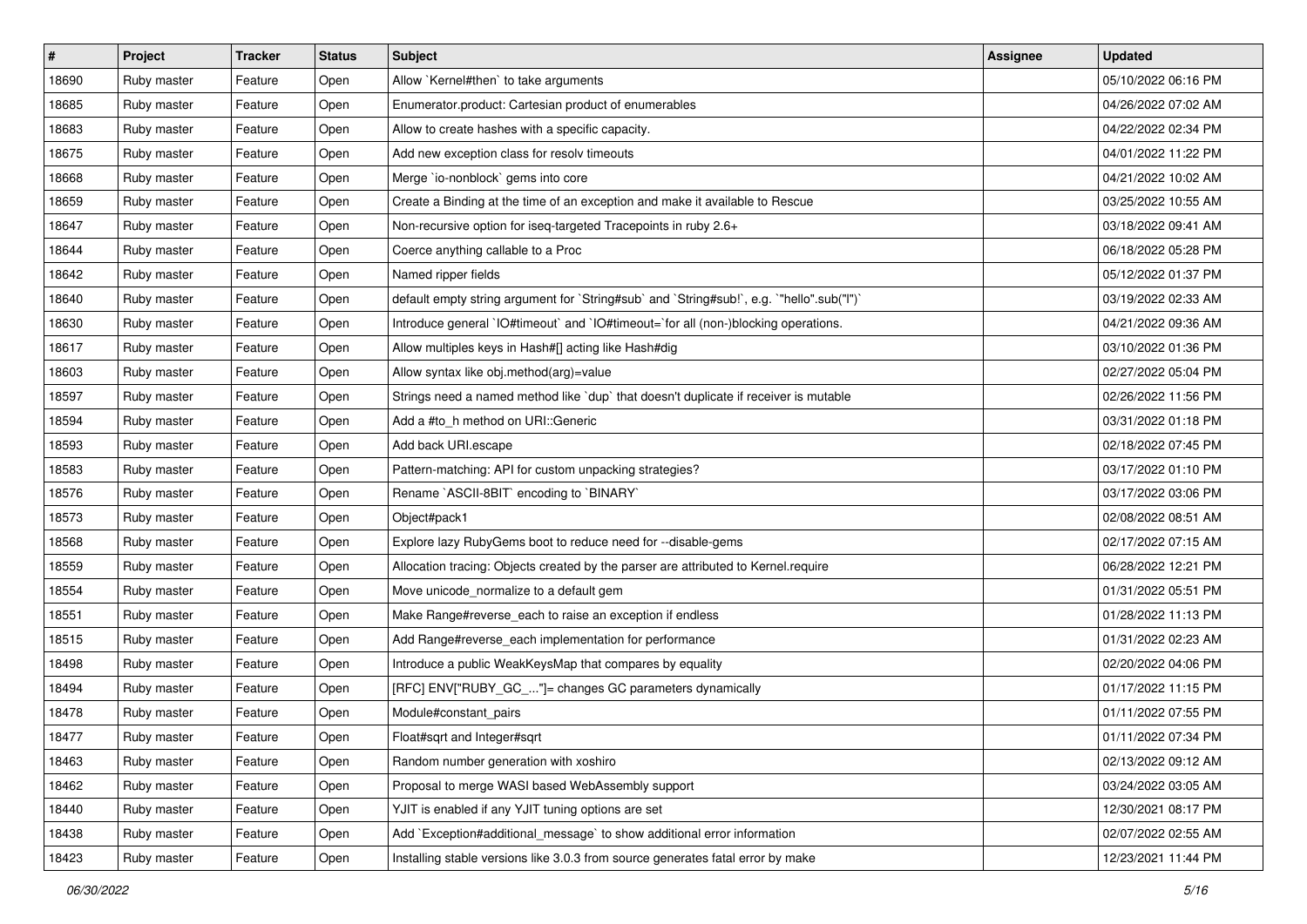| # | Project | Tracker | Status | Subject | Assignee | Updated |
| --- | --- | --- | --- | --- | --- | --- |
| 18690 | Ruby master | Feature | Open | Allow `Kernel#then` to take arguments | | 05/10/2022 06:16 PM |
| 18685 | Ruby master | Feature | Open | Enumerator.product: Cartesian product of enumerables | | 04/26/2022 07:02 AM |
| 18683 | Ruby master | Feature | Open | Allow to create hashes with a specific capacity. | | 04/22/2022 02:34 PM |
| 18675 | Ruby master | Feature | Open | Add new exception class for resolv timeouts | | 04/01/2022 11:22 PM |
| 18668 | Ruby master | Feature | Open | Merge `io-nonblock` gems into core | | 04/21/2022 10:02 AM |
| 18659 | Ruby master | Feature | Open | Create a Binding at the time of an exception and make it available to Rescue | | 03/25/2022 10:55 AM |
| 18647 | Ruby master | Feature | Open | Non-recursive option for iseq-targeted Tracepoints in ruby 2.6+ | | 03/18/2022 09:41 AM |
| 18644 | Ruby master | Feature | Open | Coerce anything callable to a Proc | | 06/18/2022 05:28 PM |
| 18642 | Ruby master | Feature | Open | Named ripper fields | | 05/12/2022 01:37 PM |
| 18640 | Ruby master | Feature | Open | default empty string argument for `String#sub` and `String#sub!`, e.g. `"hello".sub("l")` | | 03/19/2022 02:33 AM |
| 18630 | Ruby master | Feature | Open | Introduce general `IO#timeout` and `IO#timeout=`for all (non-)blocking operations. | | 04/21/2022 09:36 AM |
| 18617 | Ruby master | Feature | Open | Allow multiples keys in Hash#[] acting like Hash#dig | | 03/10/2022 01:36 PM |
| 18603 | Ruby master | Feature | Open | Allow syntax like obj.method(arg)=value | | 02/27/2022 05:04 PM |
| 18597 | Ruby master | Feature | Open | Strings need a named method like `dup` that doesn't duplicate if receiver is mutable | | 02/26/2022 11:56 PM |
| 18594 | Ruby master | Feature | Open | Add a #to_h method on URI::Generic | | 03/31/2022 01:18 PM |
| 18593 | Ruby master | Feature | Open | Add back URI.escape | | 02/18/2022 07:45 PM |
| 18583 | Ruby master | Feature | Open | Pattern-matching: API for custom unpacking strategies? | | 03/17/2022 01:10 PM |
| 18576 | Ruby master | Feature | Open | Rename `ASCII-8BIT` encoding to `BINARY` | | 03/17/2022 03:06 PM |
| 18573 | Ruby master | Feature | Open | Object#pack1 | | 02/08/2022 08:51 AM |
| 18568 | Ruby master | Feature | Open | Explore lazy RubyGems boot to reduce need for --disable-gems | | 02/17/2022 07:15 AM |
| 18559 | Ruby master | Feature | Open | Allocation tracing: Objects created by the parser are attributed to Kernel.require | | 06/28/2022 12:21 PM |
| 18554 | Ruby master | Feature | Open | Move unicode_normalize to a default gem | | 01/31/2022 05:51 PM |
| 18551 | Ruby master | Feature | Open | Make Range#reverse_each to raise an exception if endless | | 01/28/2022 11:13 PM |
| 18515 | Ruby master | Feature | Open | Add Range#reverse_each implementation for performance | | 01/31/2022 02:23 AM |
| 18498 | Ruby master | Feature | Open | Introduce a public WeakKeysMap that compares by equality | | 02/20/2022 04:06 PM |
| 18494 | Ruby master | Feature | Open | [RFC] ENV["RUBY_GC_..."]= changes GC parameters dynamically | | 01/17/2022 11:15 PM |
| 18478 | Ruby master | Feature | Open | Module#constant_pairs | | 01/11/2022 07:55 PM |
| 18477 | Ruby master | Feature | Open | Float#sqrt and Integer#sqrt | | 01/11/2022 07:34 PM |
| 18463 | Ruby master | Feature | Open | Random number generation with xoshiro | | 02/13/2022 09:12 AM |
| 18462 | Ruby master | Feature | Open | Proposal to merge WASI based WebAssembly support | | 03/24/2022 03:05 AM |
| 18440 | Ruby master | Feature | Open | YJIT is enabled if any YJIT tuning options are set | | 12/30/2021 08:17 PM |
| 18438 | Ruby master | Feature | Open | Add `Exception#additional_message` to show additional error information | | 02/07/2022 02:55 AM |
| 18423 | Ruby master | Feature | Open | Installing stable versions like 3.0.3 from source generates fatal error by make | | 12/23/2021 11:44 PM |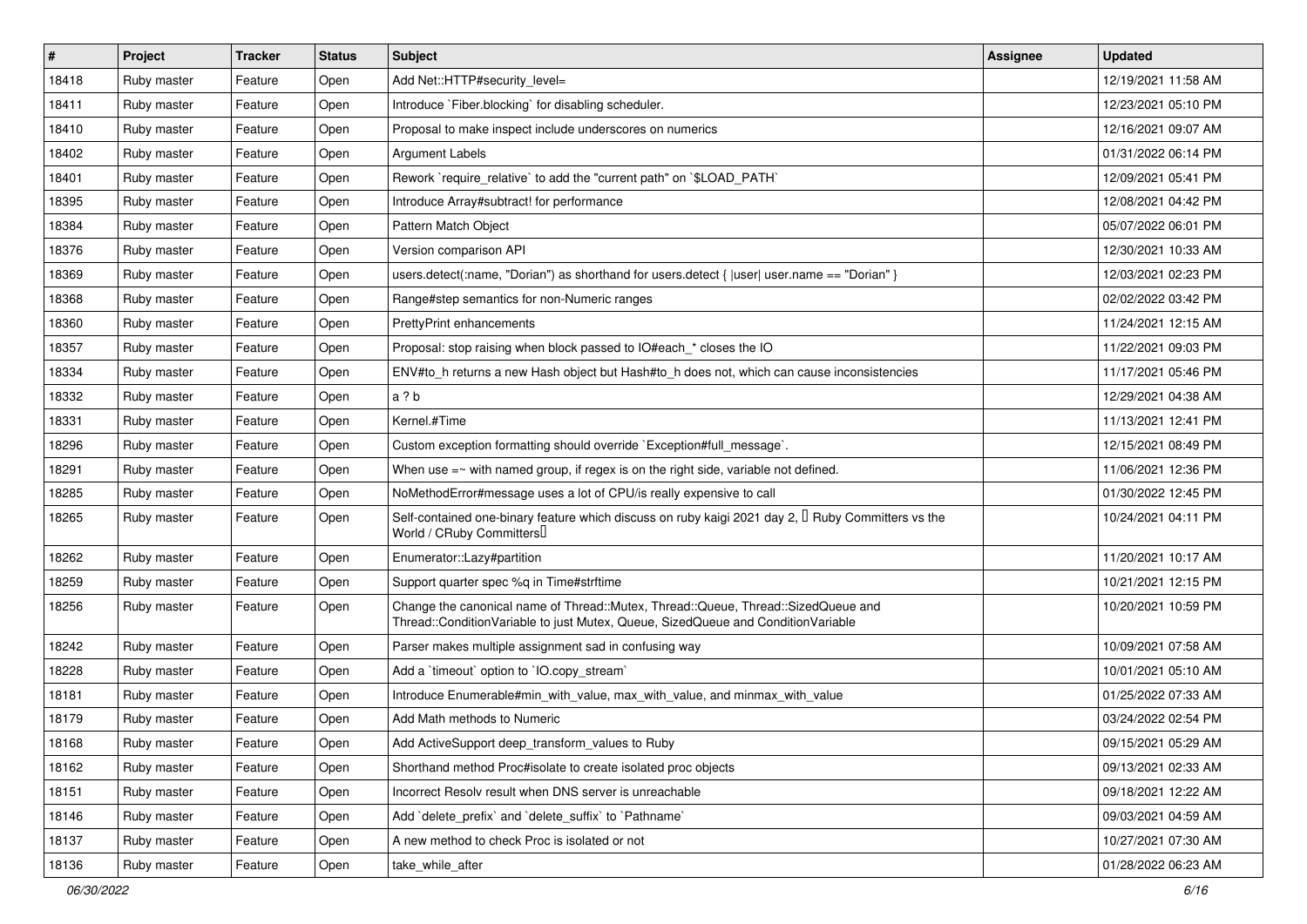| # | Project | Tracker | Status | Subject | Assignee | Updated |
|---|---|---|---|---|---|---|
| 18418 | Ruby master | Feature | Open | Add Net::HTTP#security_level= | | 12/19/2021 11:58 AM |
| 18411 | Ruby master | Feature | Open | Introduce `Fiber.blocking` for disabling scheduler. | | 12/23/2021 05:10 PM |
| 18410 | Ruby master | Feature | Open | Proposal to make inspect include underscores on numerics | | 12/16/2021 09:07 AM |
| 18402 | Ruby master | Feature | Open | Argument Labels | | 01/31/2022 06:14 PM |
| 18401 | Ruby master | Feature | Open | Rework `require_relative` to add the "current path" on `$LOAD_PATH` | | 12/09/2021 05:41 PM |
| 18395 | Ruby master | Feature | Open | Introduce Array#subtract! for performance | | 12/08/2021 04:42 PM |
| 18384 | Ruby master | Feature | Open | Pattern Match Object | | 05/07/2022 06:01 PM |
| 18376 | Ruby master | Feature | Open | Version comparison API | | 12/30/2021 10:33 AM |
| 18369 | Ruby master | Feature | Open | users.detect(:name, "Dorian") as shorthand for users.detect { \|user\| user.name == "Dorian" } | | 12/03/2021 02:23 PM |
| 18368 | Ruby master | Feature | Open | Range#step semantics for non-Numeric ranges | | 02/02/2022 03:42 PM |
| 18360 | Ruby master | Feature | Open | PrettyPrint enhancements | | 11/24/2021 12:15 AM |
| 18357 | Ruby master | Feature | Open | Proposal: stop raising when block passed to IO#each_* closes the IO | | 11/22/2021 09:03 PM |
| 18334 | Ruby master | Feature | Open | ENV#to_h returns a new Hash object but Hash#to_h does not, which can cause inconsistencies | | 11/17/2021 05:46 PM |
| 18332 | Ruby master | Feature | Open | a ? b | | 12/29/2021 04:38 AM |
| 18331 | Ruby master | Feature | Open | Kernel.#Time | | 11/13/2021 12:41 PM |
| 18296 | Ruby master | Feature | Open | Custom exception formatting should override `Exception#full_message`. | | 12/15/2021 08:49 PM |
| 18291 | Ruby master | Feature | Open | When use =~ with named group, if regex is on the right side, variable not defined. | | 11/06/2021 12:36 PM |
| 18285 | Ruby master | Feature | Open | NoMethodError#message uses a lot of CPU/is really expensive to call | | 01/30/2022 12:45 PM |
| 18265 | Ruby master | Feature | Open | Self-contained one-binary feature which discuss on ruby kaigi 2021 day 2, 【Ruby Committers vs the World / CRuby Committers】 | | 10/24/2021 04:11 PM |
| 18262 | Ruby master | Feature | Open | Enumerator::Lazy#partition | | 11/20/2021 10:17 AM |
| 18259 | Ruby master | Feature | Open | Support quarter spec %q in Time#strftime | | 10/21/2021 12:15 PM |
| 18256 | Ruby master | Feature | Open | Change the canonical name of Thread::Mutex, Thread::Queue, Thread::SizedQueue and Thread::ConditionVariable to just Mutex, Queue, SizedQueue and ConditionVariable | | 10/20/2021 10:59 PM |
| 18242 | Ruby master | Feature | Open | Parser makes multiple assignment sad in confusing way | | 10/09/2021 07:58 AM |
| 18228 | Ruby master | Feature | Open | Add a `timeout` option to `IO.copy_stream` | | 10/01/2021 05:10 AM |
| 18181 | Ruby master | Feature | Open | Introduce Enumerable#min_with_value, max_with_value, and minmax_with_value | | 01/25/2022 07:33 AM |
| 18179 | Ruby master | Feature | Open | Add Math methods to Numeric | | 03/24/2022 02:54 PM |
| 18168 | Ruby master | Feature | Open | Add ActiveSupport deep_transform_values to Ruby | | 09/15/2021 05:29 AM |
| 18162 | Ruby master | Feature | Open | Shorthand method Proc#isolate to create isolated proc objects | | 09/13/2021 02:33 AM |
| 18151 | Ruby master | Feature | Open | Incorrect Resolv result when DNS server is unreachable | | 09/18/2021 12:22 AM |
| 18146 | Ruby master | Feature | Open | Add `delete_prefix` and `delete_suffix` to `Pathname` | | 09/03/2021 04:59 AM |
| 18137 | Ruby master | Feature | Open | A new method to check Proc is isolated or not | | 10/27/2021 07:30 AM |
| 18136 | Ruby master | Feature | Open | take_while_after | | 01/28/2022 06:23 AM |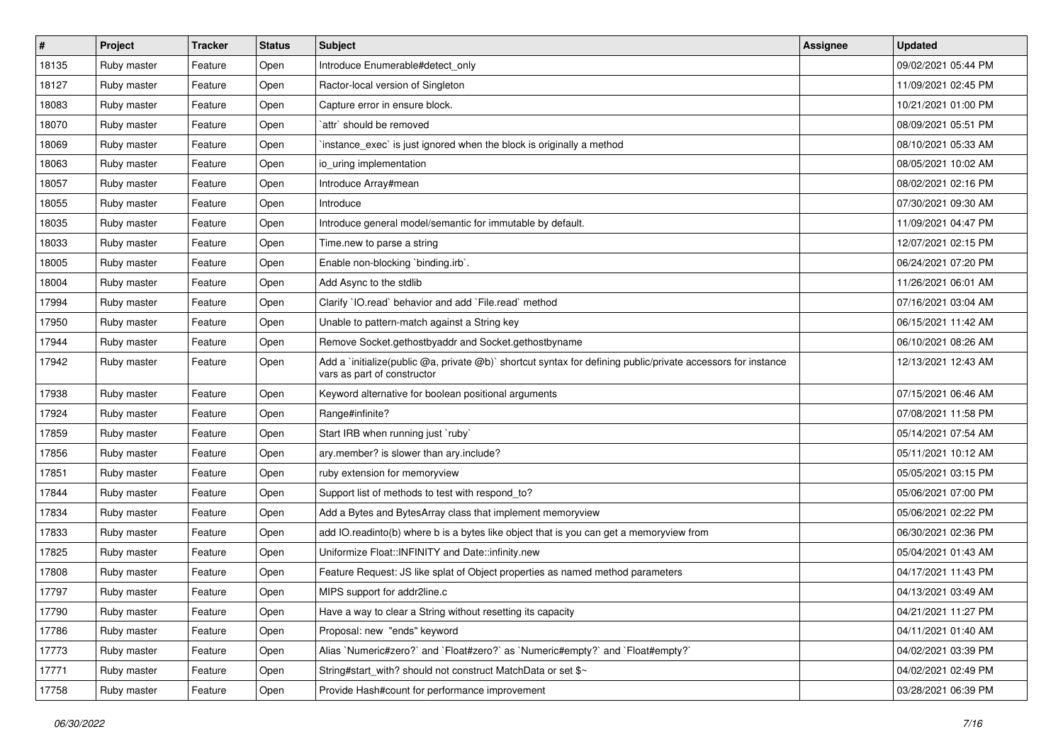| # | Project | Tracker | Status | Subject | Assignee | Updated |
|---|---|---|---|---|---|---|
| 18135 | Ruby master | Feature | Open | Introduce Enumerable#detect_only | | 09/02/2021 05:44 PM |
| 18127 | Ruby master | Feature | Open | Ractor-local version of Singleton | | 11/09/2021 02:45 PM |
| 18083 | Ruby master | Feature | Open | Capture error in ensure block. | | 10/21/2021 01:00 PM |
| 18070 | Ruby master | Feature | Open | `attr` should be removed | | 08/09/2021 05:51 PM |
| 18069 | Ruby master | Feature | Open | `instance_exec` is just ignored when the block is originally a method | | 08/10/2021 05:33 AM |
| 18063 | Ruby master | Feature | Open | io_uring implementation | | 08/05/2021 10:02 AM |
| 18057 | Ruby master | Feature | Open | Introduce Array#mean | | 08/02/2021 02:16 PM |
| 18055 | Ruby master | Feature | Open | Introduce | | 07/30/2021 09:30 AM |
| 18035 | Ruby master | Feature | Open | Introduce general model/semantic for immutable by default. | | 11/09/2021 04:47 PM |
| 18033 | Ruby master | Feature | Open | Time.new to parse a string | | 12/07/2021 02:15 PM |
| 18005 | Ruby master | Feature | Open | Enable non-blocking `binding.irb`. | | 06/24/2021 07:20 PM |
| 18004 | Ruby master | Feature | Open | Add Async to the stdlib | | 11/26/2021 06:01 AM |
| 17994 | Ruby master | Feature | Open | Clarify `IO.read` behavior and add `File.read` method | | 07/16/2021 03:04 AM |
| 17950 | Ruby master | Feature | Open | Unable to pattern-match against a String key | | 06/15/2021 11:42 AM |
| 17944 | Ruby master | Feature | Open | Remove Socket.gethostbyaddr and Socket.gethostbyname | | 06/10/2021 08:26 AM |
| 17942 | Ruby master | Feature | Open | Add a `initialize(public @a, private @b)` shortcut syntax for defining public/private accessors for instance vars as part of constructor | | 12/13/2021 12:43 AM |
| 17938 | Ruby master | Feature | Open | Keyword alternative for boolean positional arguments | | 07/15/2021 06:46 AM |
| 17924 | Ruby master | Feature | Open | Range#infinite? | | 07/08/2021 11:58 PM |
| 17859 | Ruby master | Feature | Open | Start IRB when running just `ruby` | | 05/14/2021 07:54 AM |
| 17856 | Ruby master | Feature | Open | ary.member? is slower than ary.include? | | 05/11/2021 10:12 AM |
| 17851 | Ruby master | Feature | Open | ruby extension for memoryview | | 05/05/2021 03:15 PM |
| 17844 | Ruby master | Feature | Open | Support list of methods to test with respond_to? | | 05/06/2021 07:00 PM |
| 17834 | Ruby master | Feature | Open | Add a Bytes and BytesArray class that implement memoryview | | 05/06/2021 02:22 PM |
| 17833 | Ruby master | Feature | Open | add IO.readinto(b) where b is a bytes like object that is you can get a memoryview from | | 06/30/2021 02:36 PM |
| 17825 | Ruby master | Feature | Open | Uniformize Float::INFINITY and Date::infinity.new | | 05/04/2021 01:43 AM |
| 17808 | Ruby master | Feature | Open | Feature Request: JS like splat of Object properties as named method parameters | | 04/17/2021 11:43 PM |
| 17797 | Ruby master | Feature | Open | MIPS support for addr2line.c | | 04/13/2021 03:49 AM |
| 17790 | Ruby master | Feature | Open | Have a way to clear a String without resetting its capacity | | 04/21/2021 11:27 PM |
| 17786 | Ruby master | Feature | Open | Proposal: new "ends" keyword | | 04/11/2021 01:40 AM |
| 17773 | Ruby master | Feature | Open | Alias `Numeric#zero?` and `Float#zero?` as `Numeric#empty?` and `Float#empty?` | | 04/02/2021 03:39 PM |
| 17771 | Ruby master | Feature | Open | String#start_with? should not construct MatchData or set $~ | | 04/02/2021 02:49 PM |
| 17758 | Ruby master | Feature | Open | Provide Hash#count for performance improvement | | 03/28/2021 06:39 PM |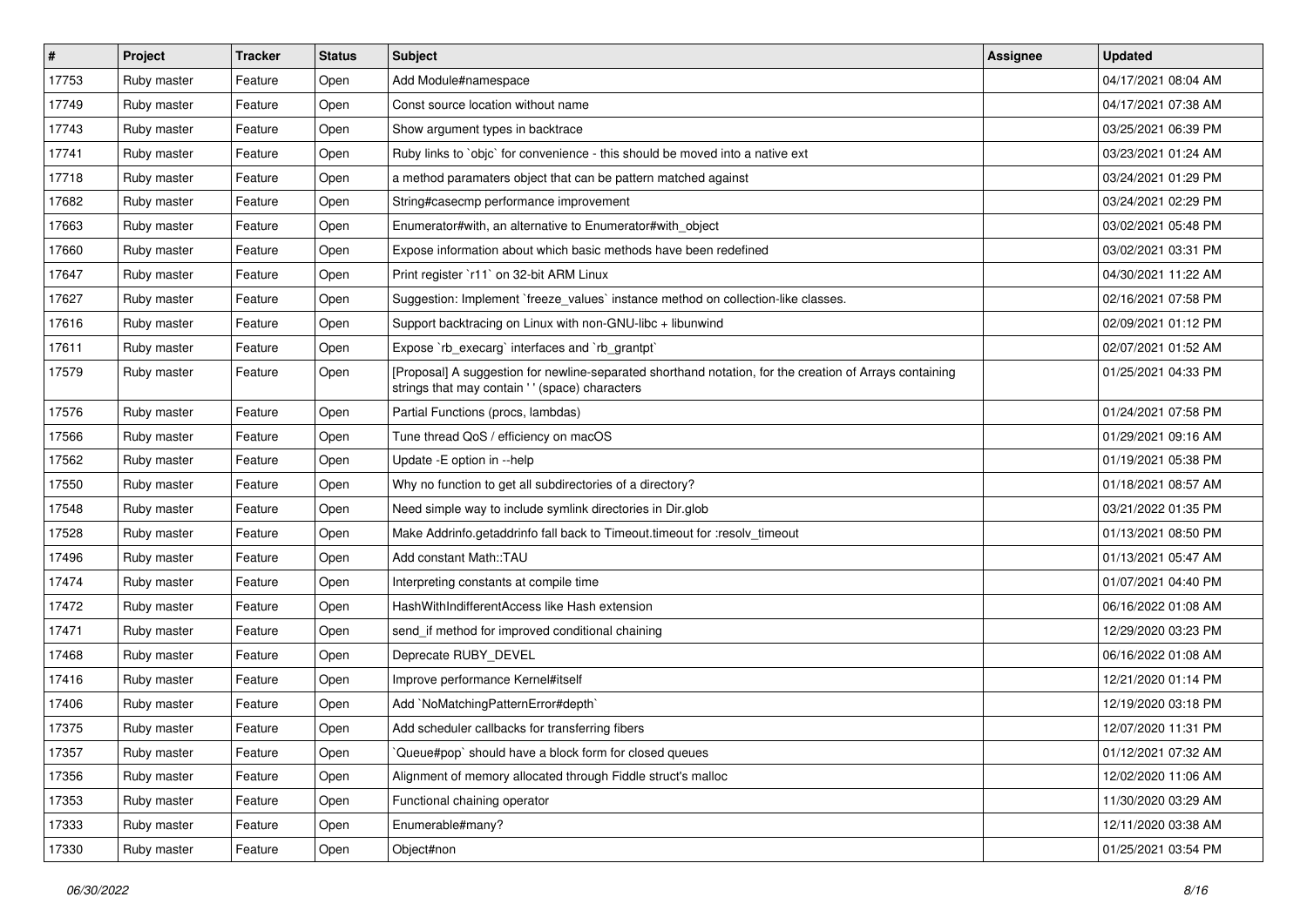| # | Project | Tracker | Status | Subject | Assignee | Updated |
|---|---|---|---|---|---|---|
| 17753 | Ruby master | Feature | Open | Add Module#namespace | | 04/17/2021 08:04 AM |
| 17749 | Ruby master | Feature | Open | Const source location without name | | 04/17/2021 07:38 AM |
| 17743 | Ruby master | Feature | Open | Show argument types in backtrace | | 03/25/2021 06:39 PM |
| 17741 | Ruby master | Feature | Open | Ruby links to `objc` for convenience - this should be moved into a native ext | | 03/23/2021 01:24 AM |
| 17718 | Ruby master | Feature | Open | a method paramaters object that can be pattern matched against | | 03/24/2021 01:29 PM |
| 17682 | Ruby master | Feature | Open | String#casecmp performance improvement | | 03/24/2021 02:29 PM |
| 17663 | Ruby master | Feature | Open | Enumerator#with, an alternative to Enumerator#with_object | | 03/02/2021 05:48 PM |
| 17660 | Ruby master | Feature | Open | Expose information about which basic methods have been redefined | | 03/02/2021 03:31 PM |
| 17647 | Ruby master | Feature | Open | Print register `r11` on 32-bit ARM Linux | | 04/30/2021 11:22 AM |
| 17627 | Ruby master | Feature | Open | Suggestion: Implement `freeze_values` instance method on collection-like classes. | | 02/16/2021 07:58 PM |
| 17616 | Ruby master | Feature | Open | Support backtracing on Linux with non-GNU-libc + libunwind | | 02/09/2021 01:12 PM |
| 17611 | Ruby master | Feature | Open | Expose `rb_execarg` interfaces and `rb_grantpt` | | 02/07/2021 01:52 AM |
| 17579 | Ruby master | Feature | Open | [Proposal] A suggestion for newline-separated shorthand notation, for the creation of Arrays containing strings that may contain ' ' (space) characters | | 01/25/2021 04:33 PM |
| 17576 | Ruby master | Feature | Open | Partial Functions (procs, lambdas) | | 01/24/2021 07:58 PM |
| 17566 | Ruby master | Feature | Open | Tune thread QoS / efficiency on macOS | | 01/29/2021 09:16 AM |
| 17562 | Ruby master | Feature | Open | Update -E option in --help | | 01/19/2021 05:38 PM |
| 17550 | Ruby master | Feature | Open | Why no function to get all subdirectories of a directory? | | 01/18/2021 08:57 AM |
| 17548 | Ruby master | Feature | Open | Need simple way to include symlink directories in Dir.glob | | 03/21/2022 01:35 PM |
| 17528 | Ruby master | Feature | Open | Make Addrinfo.getaddrinfo fall back to Timeout.timeout for :resolv_timeout | | 01/13/2021 08:50 PM |
| 17496 | Ruby master | Feature | Open | Add constant Math::TAU | | 01/13/2021 05:47 AM |
| 17474 | Ruby master | Feature | Open | Interpreting constants at compile time | | 01/07/2021 04:40 PM |
| 17472 | Ruby master | Feature | Open | HashWithIndifferentAccess like Hash extension | | 06/16/2022 01:08 AM |
| 17471 | Ruby master | Feature | Open | send_if method for improved conditional chaining | | 12/29/2020 03:23 PM |
| 17468 | Ruby master | Feature | Open | Deprecate RUBY_DEVEL | | 06/16/2022 01:08 AM |
| 17416 | Ruby master | Feature | Open | Improve performance Kernel#itself | | 12/21/2020 01:14 PM |
| 17406 | Ruby master | Feature | Open | Add `NoMatchingPatternError#depth` | | 12/19/2020 03:18 PM |
| 17375 | Ruby master | Feature | Open | Add scheduler callbacks for transferring fibers | | 12/07/2020 11:31 PM |
| 17357 | Ruby master | Feature | Open | `Queue#pop` should have a block form for closed queues | | 01/12/2021 07:32 AM |
| 17356 | Ruby master | Feature | Open | Alignment of memory allocated through Fiddle struct's malloc | | 12/02/2020 11:06 AM |
| 17353 | Ruby master | Feature | Open | Functional chaining operator | | 11/30/2020 03:29 AM |
| 17333 | Ruby master | Feature | Open | Enumerable#many? | | 12/11/2020 03:38 AM |
| 17330 | Ruby master | Feature | Open | Object#non | | 01/25/2021 03:54 PM |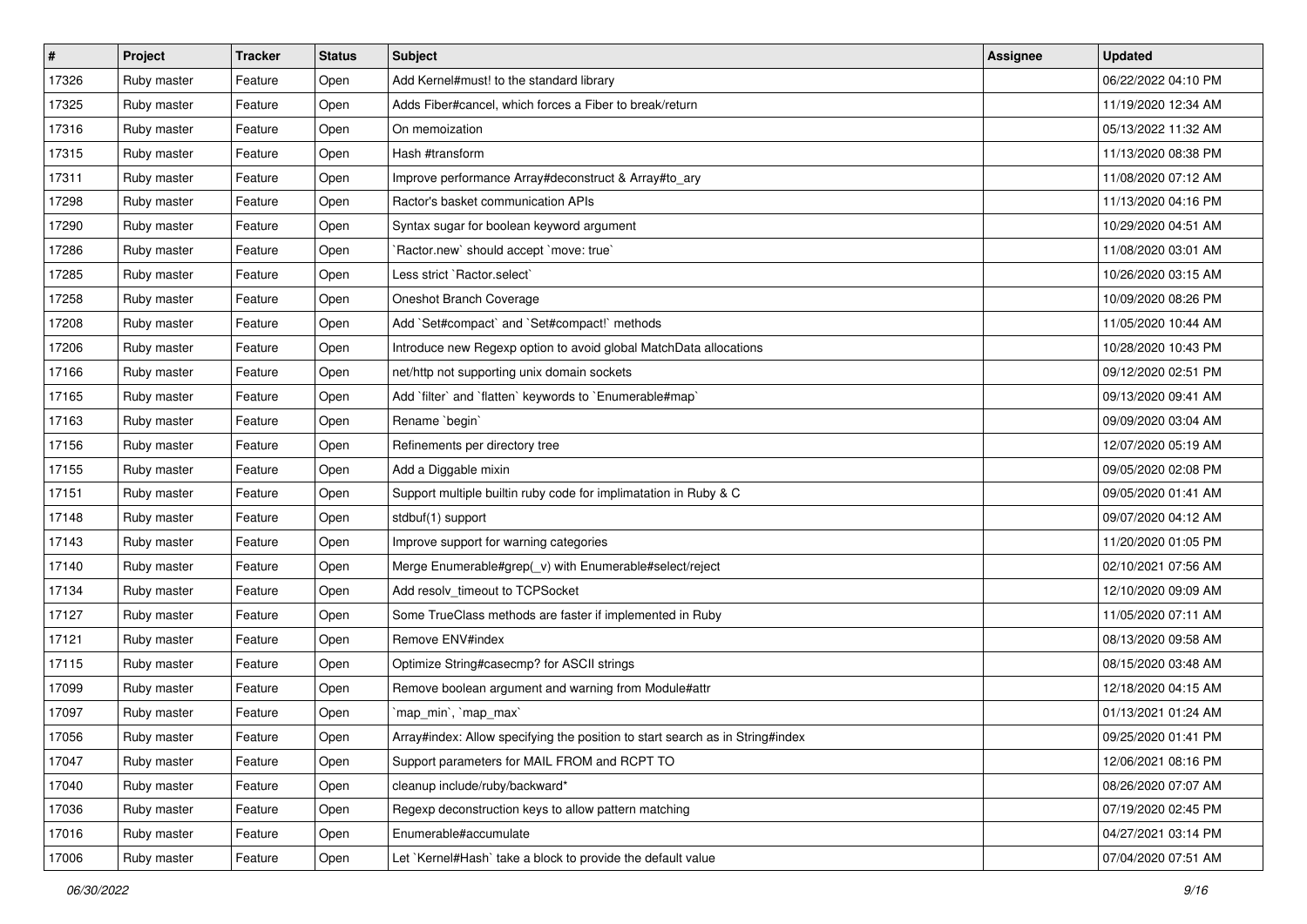| # | Project | Tracker | Status | Subject | Assignee | Updated |
|---|---|---|---|---|---|---|
| 17326 | Ruby master | Feature | Open | Add Kernel#must! to the standard library | | 06/22/2022 04:10 PM |
| 17325 | Ruby master | Feature | Open | Adds Fiber#cancel, which forces a Fiber to break/return | | 11/19/2020 12:34 AM |
| 17316 | Ruby master | Feature | Open | On memoization | | 05/13/2022 11:32 AM |
| 17315 | Ruby master | Feature | Open | Hash #transform | | 11/13/2020 08:38 PM |
| 17311 | Ruby master | Feature | Open | Improve performance Array#deconstruct & Array#to_ary | | 11/08/2020 07:12 AM |
| 17298 | Ruby master | Feature | Open | Ractor's basket communication APIs | | 11/13/2020 04:16 PM |
| 17290 | Ruby master | Feature | Open | Syntax sugar for boolean keyword argument | | 10/29/2020 04:51 AM |
| 17286 | Ruby master | Feature | Open | `Ractor.new` should accept `move: true` | | 11/08/2020 03:01 AM |
| 17285 | Ruby master | Feature | Open | Less strict `Ractor.select` | | 10/26/2020 03:15 AM |
| 17258 | Ruby master | Feature | Open | Oneshot Branch Coverage | | 10/09/2020 08:26 PM |
| 17208 | Ruby master | Feature | Open | Add `Set#compact` and `Set#compact!` methods | | 11/05/2020 10:44 AM |
| 17206 | Ruby master | Feature | Open | Introduce new Regexp option to avoid global MatchData allocations | | 10/28/2020 10:43 PM |
| 17166 | Ruby master | Feature | Open | net/http not supporting unix domain sockets | | 09/12/2020 02:51 PM |
| 17165 | Ruby master | Feature | Open | Add `filter` and `flatten` keywords to `Enumerable#map` | | 09/13/2020 09:41 AM |
| 17163 | Ruby master | Feature | Open | Rename `begin` | | 09/09/2020 03:04 AM |
| 17156 | Ruby master | Feature | Open | Refinements per directory tree | | 12/07/2020 05:19 AM |
| 17155 | Ruby master | Feature | Open | Add a Diggable mixin | | 09/05/2020 02:08 PM |
| 17151 | Ruby master | Feature | Open | Support multiple builtin ruby code for implimatation in Ruby & C | | 09/05/2020 01:41 AM |
| 17148 | Ruby master | Feature | Open | stdbuf(1) support | | 09/07/2020 04:12 AM |
| 17143 | Ruby master | Feature | Open | Improve support for warning categories | | 11/20/2020 01:05 PM |
| 17140 | Ruby master | Feature | Open | Merge Enumerable#grep(_v) with Enumerable#select/reject | | 02/10/2021 07:56 AM |
| 17134 | Ruby master | Feature | Open | Add resolv_timeout to TCPSocket | | 12/10/2020 09:09 AM |
| 17127 | Ruby master | Feature | Open | Some TrueClass methods are faster if implemented in Ruby | | 11/05/2020 07:11 AM |
| 17121 | Ruby master | Feature | Open | Remove ENV#index | | 08/13/2020 09:58 AM |
| 17115 | Ruby master | Feature | Open | Optimize String#casecmp? for ASCII strings | | 08/15/2020 03:48 AM |
| 17099 | Ruby master | Feature | Open | Remove boolean argument and warning from Module#attr | | 12/18/2020 04:15 AM |
| 17097 | Ruby master | Feature | Open | `map_min`, `map_max` | | 01/13/2021 01:24 AM |
| 17056 | Ruby master | Feature | Open | Array#index: Allow specifying the position to start search as in String#index | | 09/25/2020 01:41 PM |
| 17047 | Ruby master | Feature | Open | Support parameters for MAIL FROM and RCPT TO | | 12/06/2021 08:16 PM |
| 17040 | Ruby master | Feature | Open | cleanup include/ruby/backward* | | 08/26/2020 07:07 AM |
| 17036 | Ruby master | Feature | Open | Regexp deconstruction keys to allow pattern matching | | 07/19/2020 02:45 PM |
| 17016 | Ruby master | Feature | Open | Enumerable#accumulate | | 04/27/2021 03:14 PM |
| 17006 | Ruby master | Feature | Open | Let `Kernel#Hash` take a block to provide the default value | | 07/04/2020 07:51 AM |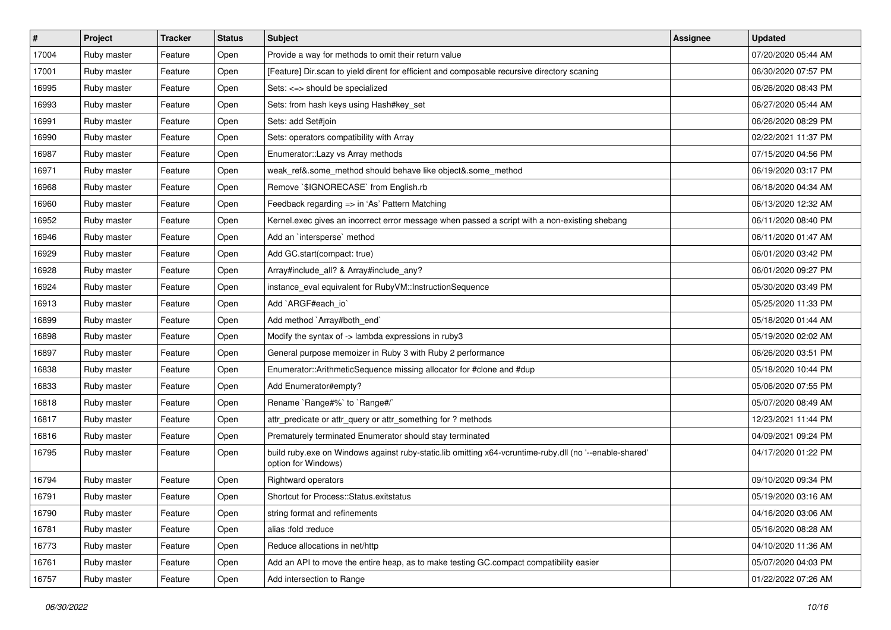| # | Project | Tracker | Status | Subject | Assignee | Updated |
|---|---|---|---|---|---|---|
| 17004 | Ruby master | Feature | Open | Provide a way for methods to omit their return value | | 07/20/2020 05:44 AM |
| 17001 | Ruby master | Feature | Open | [Feature] Dir.scan to yield dirent for efficient and composable recursive directory scaning | | 06/30/2020 07:57 PM |
| 16995 | Ruby master | Feature | Open | Sets: <=> should be specialized | | 06/26/2020 08:43 PM |
| 16993 | Ruby master | Feature | Open | Sets: from hash keys using Hash#key_set | | 06/27/2020 05:44 AM |
| 16991 | Ruby master | Feature | Open | Sets: add Set#join | | 06/26/2020 08:29 PM |
| 16990 | Ruby master | Feature | Open | Sets: operators compatibility with Array | | 02/22/2021 11:37 PM |
| 16987 | Ruby master | Feature | Open | Enumerator::Lazy vs Array methods | | 07/15/2020 04:56 PM |
| 16971 | Ruby master | Feature | Open | weak_ref&.some_method should behave like object&.some_method | | 06/19/2020 03:17 PM |
| 16968 | Ruby master | Feature | Open | Remove `$IGNORECASE` from English.rb | | 06/18/2020 04:34 AM |
| 16960 | Ruby master | Feature | Open | Feedback regarding => in 'As' Pattern Matching | | 06/13/2020 12:32 AM |
| 16952 | Ruby master | Feature | Open | Kernel.exec gives an incorrect error message when passed a script with a non-existing shebang | | 06/11/2020 08:40 PM |
| 16946 | Ruby master | Feature | Open | Add an `intersperse` method | | 06/11/2020 01:47 AM |
| 16929 | Ruby master | Feature | Open | Add GC.start(compact: true) | | 06/01/2020 03:42 PM |
| 16928 | Ruby master | Feature | Open | Array#include_all? & Array#include_any? | | 06/01/2020 09:27 PM |
| 16924 | Ruby master | Feature | Open | instance_eval equivalent for RubyVM::InstructionSequence | | 05/30/2020 03:49 PM |
| 16913 | Ruby master | Feature | Open | Add `ARGF#each_io` | | 05/25/2020 11:33 PM |
| 16899 | Ruby master | Feature | Open | Add method `Array#both_end` | | 05/18/2020 01:44 AM |
| 16898 | Ruby master | Feature | Open | Modify the syntax of -> lambda expressions in ruby3 | | 05/19/2020 02:02 AM |
| 16897 | Ruby master | Feature | Open | General purpose memoizer in Ruby 3 with Ruby 2 performance | | 06/26/2020 03:51 PM |
| 16838 | Ruby master | Feature | Open | Enumerator::ArithmeticSequence missing allocator for #clone and #dup | | 05/18/2020 10:44 PM |
| 16833 | Ruby master | Feature | Open | Add Enumerator#empty? | | 05/06/2020 07:55 PM |
| 16818 | Ruby master | Feature | Open | Rename `Range#%` to `Range#/` | | 05/07/2020 08:49 AM |
| 16817 | Ruby master | Feature | Open | attr_predicate or attr_query or attr_something for ? methods | | 12/23/2021 11:44 PM |
| 16816 | Ruby master | Feature | Open | Prematurely terminated Enumerator should stay terminated | | 04/09/2021 09:24 PM |
| 16795 | Ruby master | Feature | Open | build ruby.exe on Windows against ruby-static.lib omitting x64-vcruntime-ruby.dll (no '--enable-shared' option for Windows) | | 04/17/2020 01:22 PM |
| 16794 | Ruby master | Feature | Open | Rightward operators | | 09/10/2020 09:34 PM |
| 16791 | Ruby master | Feature | Open | Shortcut for Process::Status.exitstatus | | 05/19/2020 03:16 AM |
| 16790 | Ruby master | Feature | Open | string format and refinements | | 04/16/2020 03:06 AM |
| 16781 | Ruby master | Feature | Open | alias :fold :reduce | | 05/16/2020 08:28 AM |
| 16773 | Ruby master | Feature | Open | Reduce allocations in net/http | | 04/10/2020 11:36 AM |
| 16761 | Ruby master | Feature | Open | Add an API to move the entire heap, as to make testing GC.compact compatibility easier | | 05/07/2020 04:03 PM |
| 16757 | Ruby master | Feature | Open | Add intersection to Range | | 01/22/2022 07:26 AM |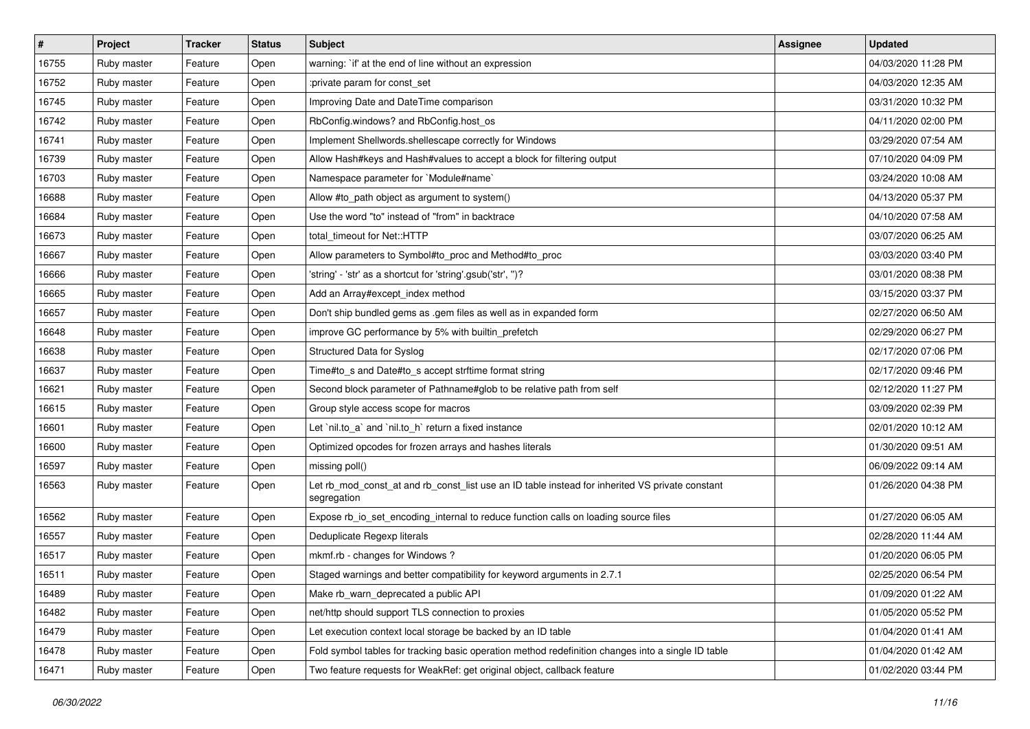| # | Project | Tracker | Status | Subject | Assignee | Updated |
|---|---|---|---|---|---|---|
| 16755 | Ruby master | Feature | Open | warning: `if' at the end of line without an expression | | 04/03/2020 11:28 PM |
| 16752 | Ruby master | Feature | Open | :private param for const_set | | 04/03/2020 12:35 AM |
| 16745 | Ruby master | Feature | Open | Improving Date and DateTime comparison | | 03/31/2020 10:32 PM |
| 16742 | Ruby master | Feature | Open | RbConfig.windows? and RbConfig.host_os | | 04/11/2020 02:00 PM |
| 16741 | Ruby master | Feature | Open | Implement Shellwords.shellescape correctly for Windows | | 03/29/2020 07:54 AM |
| 16739 | Ruby master | Feature | Open | Allow Hash#keys and Hash#values to accept a block for filtering output | | 07/10/2020 04:09 PM |
| 16703 | Ruby master | Feature | Open | Namespace parameter for `Module#name` | | 03/24/2020 10:08 AM |
| 16688 | Ruby master | Feature | Open | Allow #to_path object as argument to system() | | 04/13/2020 05:37 PM |
| 16684 | Ruby master | Feature | Open | Use the word "to" instead of "from" in backtrace | | 04/10/2020 07:58 AM |
| 16673 | Ruby master | Feature | Open | total_timeout for Net::HTTP | | 03/07/2020 06:25 AM |
| 16667 | Ruby master | Feature | Open | Allow parameters to Symbol#to_proc and Method#to_proc | | 03/03/2020 03:40 PM |
| 16666 | Ruby master | Feature | Open | 'string' - 'str' as a shortcut for 'string'.gsub('str', '')? | | 03/01/2020 08:38 PM |
| 16665 | Ruby master | Feature | Open | Add an Array#except_index method | | 03/15/2020 03:37 PM |
| 16657 | Ruby master | Feature | Open | Don't ship bundled gems as .gem files as well as in expanded form | | 02/27/2020 06:50 AM |
| 16648 | Ruby master | Feature | Open | improve GC performance by 5% with builtin_prefetch | | 02/29/2020 06:27 PM |
| 16638 | Ruby master | Feature | Open | Structured Data for Syslog | | 02/17/2020 07:06 PM |
| 16637 | Ruby master | Feature | Open | Time#to_s and Date#to_s accept strftime format string | | 02/17/2020 09:46 PM |
| 16621 | Ruby master | Feature | Open | Second block parameter of Pathname#glob to be relative path from self | | 02/12/2020 11:27 PM |
| 16615 | Ruby master | Feature | Open | Group style access scope for macros | | 03/09/2020 02:39 PM |
| 16601 | Ruby master | Feature | Open | Let `nil.to_a` and `nil.to_h` return a fixed instance | | 02/01/2020 10:12 AM |
| 16600 | Ruby master | Feature | Open | Optimized opcodes for frozen arrays and hashes literals | | 01/30/2020 09:51 AM |
| 16597 | Ruby master | Feature | Open | missing poll() | | 06/09/2022 09:14 AM |
| 16563 | Ruby master | Feature | Open | Let rb_mod_const_at and rb_const_list use an ID table instead for inherited VS private constant segregation | | 01/26/2020 04:38 PM |
| 16562 | Ruby master | Feature | Open | Expose rb_io_set_encoding_internal to reduce function calls on loading source files | | 01/27/2020 06:05 AM |
| 16557 | Ruby master | Feature | Open | Deduplicate Regexp literals | | 02/28/2020 11:44 AM |
| 16517 | Ruby master | Feature | Open | mkmf.rb - changes for Windows ? | | 01/20/2020 06:05 PM |
| 16511 | Ruby master | Feature | Open | Staged warnings and better compatibility for keyword arguments in 2.7.1 | | 02/25/2020 06:54 PM |
| 16489 | Ruby master | Feature | Open | Make rb_warn_deprecated a public API | | 01/09/2020 01:22 AM |
| 16482 | Ruby master | Feature | Open | net/http should support TLS connection to proxies | | 01/05/2020 05:52 PM |
| 16479 | Ruby master | Feature | Open | Let execution context local storage be backed by an ID table | | 01/04/2020 01:41 AM |
| 16478 | Ruby master | Feature | Open | Fold symbol tables for tracking basic operation method redefinition changes into a single ID table | | 01/04/2020 01:42 AM |
| 16471 | Ruby master | Feature | Open | Two feature requests for WeakRef: get original object, callback feature | | 01/02/2020 03:44 PM |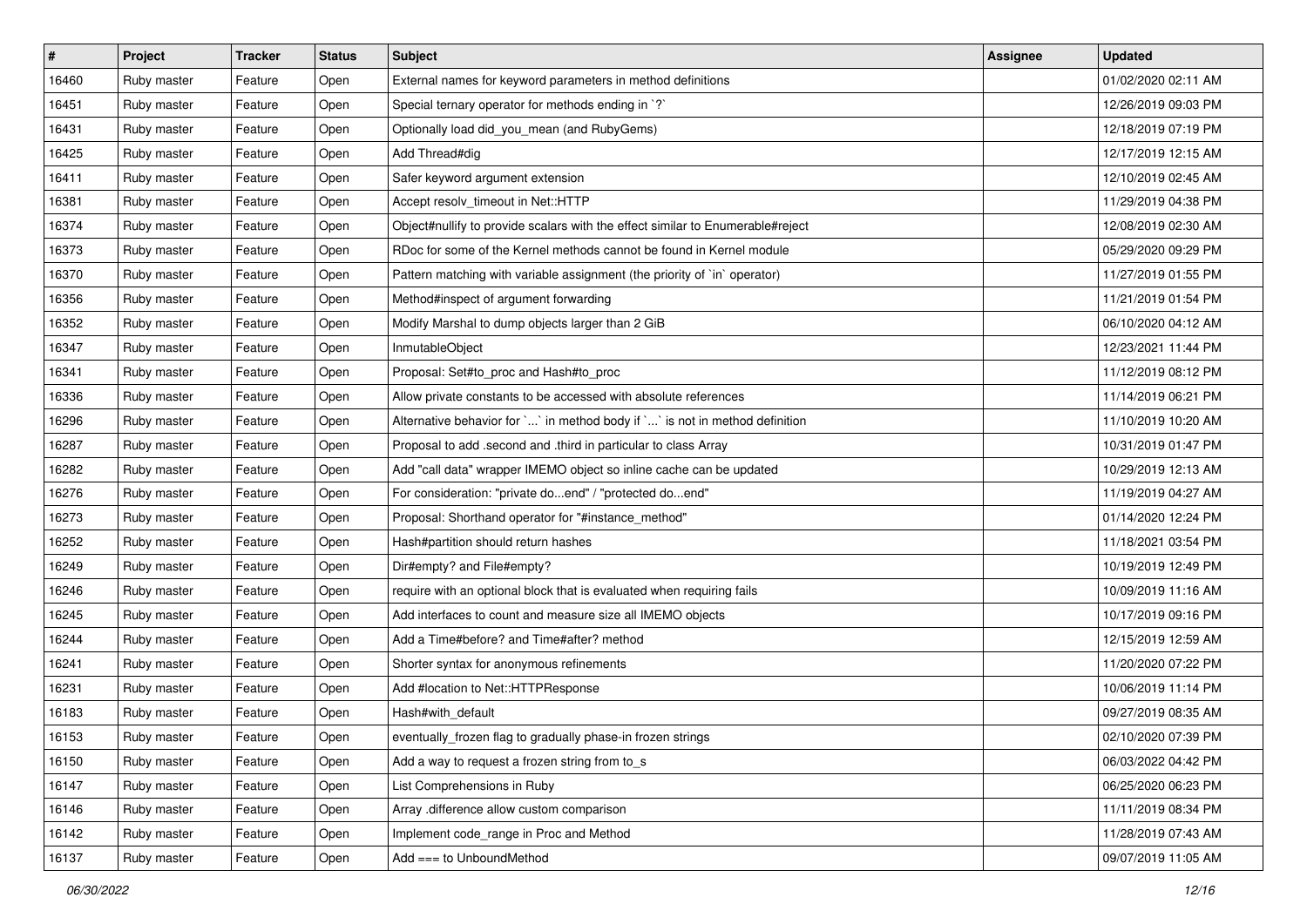| # | Project | Tracker | Status | Subject | Assignee | Updated |
|---|---|---|---|---|---|---|
| 16460 | Ruby master | Feature | Open | External names for keyword parameters in method definitions | | 01/02/2020 02:11 AM |
| 16451 | Ruby master | Feature | Open | Special ternary operator for methods ending in `?` | | 12/26/2019 09:03 PM |
| 16431 | Ruby master | Feature | Open | Optionally load did_you_mean (and RubyGems) | | 12/18/2019 07:19 PM |
| 16425 | Ruby master | Feature | Open | Add Thread#dig | | 12/17/2019 12:15 AM |
| 16411 | Ruby master | Feature | Open | Safer keyword argument extension | | 12/10/2019 02:45 AM |
| 16381 | Ruby master | Feature | Open | Accept resolv_timeout in Net::HTTP | | 11/29/2019 04:38 PM |
| 16374 | Ruby master | Feature | Open | Object#nullify to provide scalars with the effect similar to Enumerable#reject | | 12/08/2019 02:30 AM |
| 16373 | Ruby master | Feature | Open | RDoc for some of the Kernel methods cannot be found in Kernel module | | 05/29/2020 09:29 PM |
| 16370 | Ruby master | Feature | Open | Pattern matching with variable assignment (the priority of `in` operator) | | 11/27/2019 01:55 PM |
| 16356 | Ruby master | Feature | Open | Method#inspect of argument forwarding | | 11/21/2019 01:54 PM |
| 16352 | Ruby master | Feature | Open | Modify Marshal to dump objects larger than 2 GiB | | 06/10/2020 04:12 AM |
| 16347 | Ruby master | Feature | Open | InmutableObject | | 12/23/2021 11:44 PM |
| 16341 | Ruby master | Feature | Open | Proposal: Set#to_proc and Hash#to_proc | | 11/12/2019 08:12 PM |
| 16336 | Ruby master | Feature | Open | Allow private constants to be accessed with absolute references | | 11/14/2019 06:21 PM |
| 16296 | Ruby master | Feature | Open | Alternative behavior for `...` in method body if `...` is not in method definition | | 11/10/2019 10:20 AM |
| 16287 | Ruby master | Feature | Open | Proposal to add .second and .third in particular to class Array | | 10/31/2019 01:47 PM |
| 16282 | Ruby master | Feature | Open | Add "call data" wrapper IMEMO object so inline cache can be updated | | 10/29/2019 12:13 AM |
| 16276 | Ruby master | Feature | Open | For consideration: "private do...end" / "protected do...end" | | 11/19/2019 04:27 AM |
| 16273 | Ruby master | Feature | Open | Proposal: Shorthand operator for "#instance_method" | | 01/14/2020 12:24 PM |
| 16252 | Ruby master | Feature | Open | Hash#partition should return hashes | | 11/18/2021 03:54 PM |
| 16249 | Ruby master | Feature | Open | Dir#empty? and File#empty? | | 10/19/2019 12:49 PM |
| 16246 | Ruby master | Feature | Open | require with an optional block that is evaluated when requiring fails | | 10/09/2019 11:16 AM |
| 16245 | Ruby master | Feature | Open | Add interfaces to count and measure size all IMEMO objects | | 10/17/2019 09:16 PM |
| 16244 | Ruby master | Feature | Open | Add a Time#before? and Time#after? method | | 12/15/2019 12:59 AM |
| 16241 | Ruby master | Feature | Open | Shorter syntax for anonymous refinements | | 11/20/2020 07:22 PM |
| 16231 | Ruby master | Feature | Open | Add #location to Net::HTTPResponse | | 10/06/2019 11:14 PM |
| 16183 | Ruby master | Feature | Open | Hash#with_default | | 09/27/2019 08:35 AM |
| 16153 | Ruby master | Feature | Open | eventually_frozen flag to gradually phase-in frozen strings | | 02/10/2020 07:39 PM |
| 16150 | Ruby master | Feature | Open | Add a way to request a frozen string from to_s | | 06/03/2022 04:42 PM |
| 16147 | Ruby master | Feature | Open | List Comprehensions in Ruby | | 06/25/2020 06:23 PM |
| 16146 | Ruby master | Feature | Open | Array .difference allow custom comparison | | 11/11/2019 08:34 PM |
| 16142 | Ruby master | Feature | Open | Implement code_range in Proc and Method | | 11/28/2019 07:43 AM |
| 16137 | Ruby master | Feature | Open | Add === to UnboundMethod | | 09/07/2019 11:05 AM |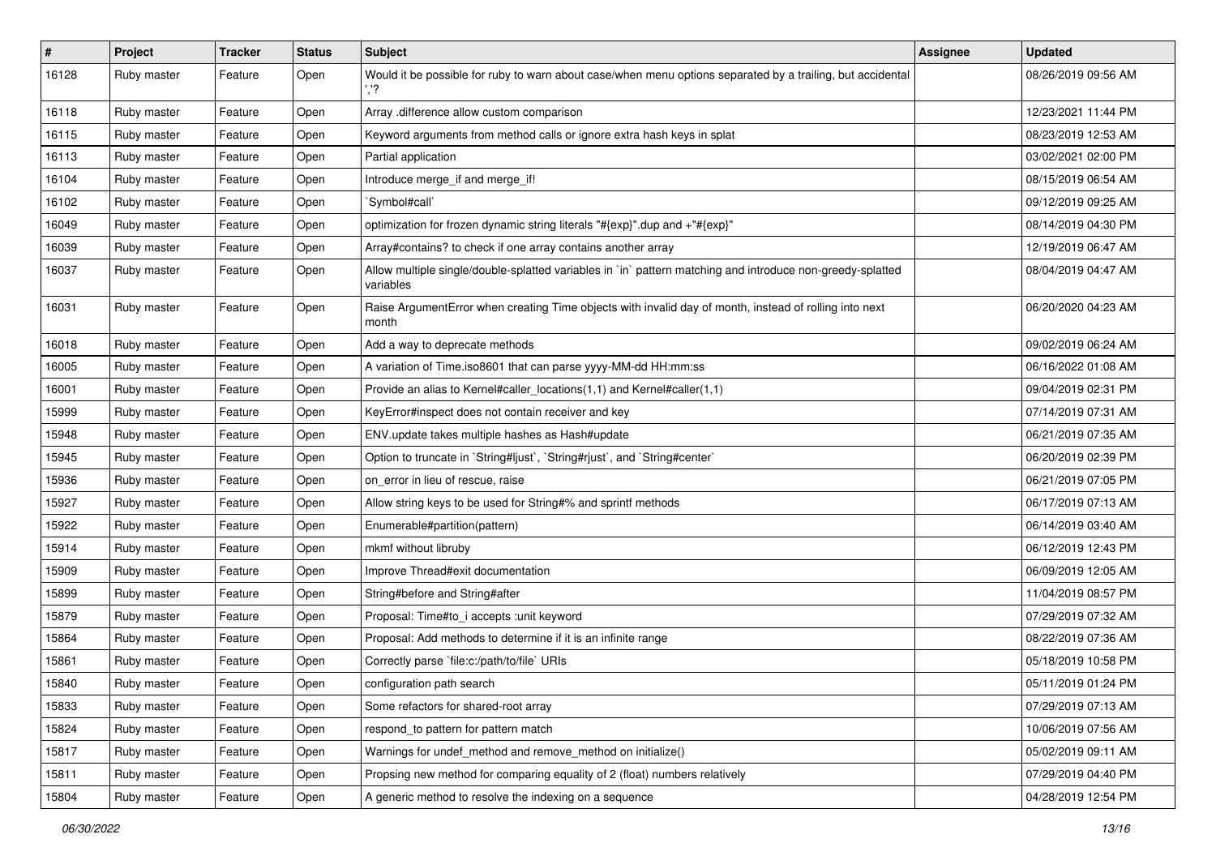| # | Project | Tracker | Status | Subject | Assignee | Updated |
|---|---|---|---|---|---|---|
| 16128 | Ruby master | Feature | Open | Would it be possible for ruby to warn about case/when menu options separated by a trailing, but accidental ','? | | 08/26/2019 09:56 AM |
| 16118 | Ruby master | Feature | Open | Array .difference allow custom comparison | | 12/23/2021 11:44 PM |
| 16115 | Ruby master | Feature | Open | Keyword arguments from method calls or ignore extra hash keys in splat | | 08/23/2019 12:53 AM |
| 16113 | Ruby master | Feature | Open | Partial application | | 03/02/2021 02:00 PM |
| 16104 | Ruby master | Feature | Open | Introduce merge_if and merge_if! | | 08/15/2019 06:54 AM |
| 16102 | Ruby master | Feature | Open | `Symbol#call` | | 09/12/2019 09:25 AM |
| 16049 | Ruby master | Feature | Open | optimization for frozen dynamic string literals "#{exp}".dup and +"#{exp}" | | 08/14/2019 04:30 PM |
| 16039 | Ruby master | Feature | Open | Array#contains? to check if one array contains another array | | 12/19/2019 06:47 AM |
| 16037 | Ruby master | Feature | Open | Allow multiple single/double-splatted variables in `in` pattern matching and introduce non-greedy-splatted variables | | 08/04/2019 04:47 AM |
| 16031 | Ruby master | Feature | Open | Raise ArgumentError when creating Time objects with invalid day of month, instead of rolling into next month | | 06/20/2020 04:23 AM |
| 16018 | Ruby master | Feature | Open | Add a way to deprecate methods | | 09/02/2019 06:24 AM |
| 16005 | Ruby master | Feature | Open | A variation of Time.iso8601 that can parse yyyy-MM-dd HH:mm:ss | | 06/16/2022 01:08 AM |
| 16001 | Ruby master | Feature | Open | Provide an alias to Kernel#caller_locations(1,1) and Kernel#caller(1,1) | | 09/04/2019 02:31 PM |
| 15999 | Ruby master | Feature | Open | KeyError#inspect does not contain receiver and key | | 07/14/2019 07:31 AM |
| 15948 | Ruby master | Feature | Open | ENV.update takes multiple hashes as Hash#update | | 06/21/2019 07:35 AM |
| 15945 | Ruby master | Feature | Open | Option to truncate in `String#ljust`, `String#rjust`, and `String#center` | | 06/20/2019 02:39 PM |
| 15936 | Ruby master | Feature | Open | on_error in lieu of rescue, raise | | 06/21/2019 07:05 PM |
| 15927 | Ruby master | Feature | Open | Allow string keys to be used for String#% and sprintf methods | | 06/17/2019 07:13 AM |
| 15922 | Ruby master | Feature | Open | Enumerable#partition(pattern) | | 06/14/2019 03:40 AM |
| 15914 | Ruby master | Feature | Open | mkmf without libruby | | 06/12/2019 12:43 PM |
| 15909 | Ruby master | Feature | Open | Improve Thread#exit documentation | | 06/09/2019 12:05 AM |
| 15899 | Ruby master | Feature | Open | String#before and String#after | | 11/04/2019 08:57 PM |
| 15879 | Ruby master | Feature | Open | Proposal: Time#to_i accepts :unit keyword | | 07/29/2019 07:32 AM |
| 15864 | Ruby master | Feature | Open | Proposal: Add methods to determine if it is an infinite range | | 08/22/2019 07:36 AM |
| 15861 | Ruby master | Feature | Open | Correctly parse `file:c:/path/to/file` URIs | | 05/18/2019 10:58 PM |
| 15840 | Ruby master | Feature | Open | configuration path search | | 05/11/2019 01:24 PM |
| 15833 | Ruby master | Feature | Open | Some refactors for shared-root array | | 07/29/2019 07:13 AM |
| 15824 | Ruby master | Feature | Open | respond_to pattern for pattern match | | 10/06/2019 07:56 AM |
| 15817 | Ruby master | Feature | Open | Warnings for undef_method and remove_method on initialize() | | 05/02/2019 09:11 AM |
| 15811 | Ruby master | Feature | Open | Propsing new method for comparing equality of 2 (float) numbers relatively | | 07/29/2019 04:40 PM |
| 15804 | Ruby master | Feature | Open | A generic method to resolve the indexing on a sequence | | 04/28/2019 12:54 PM |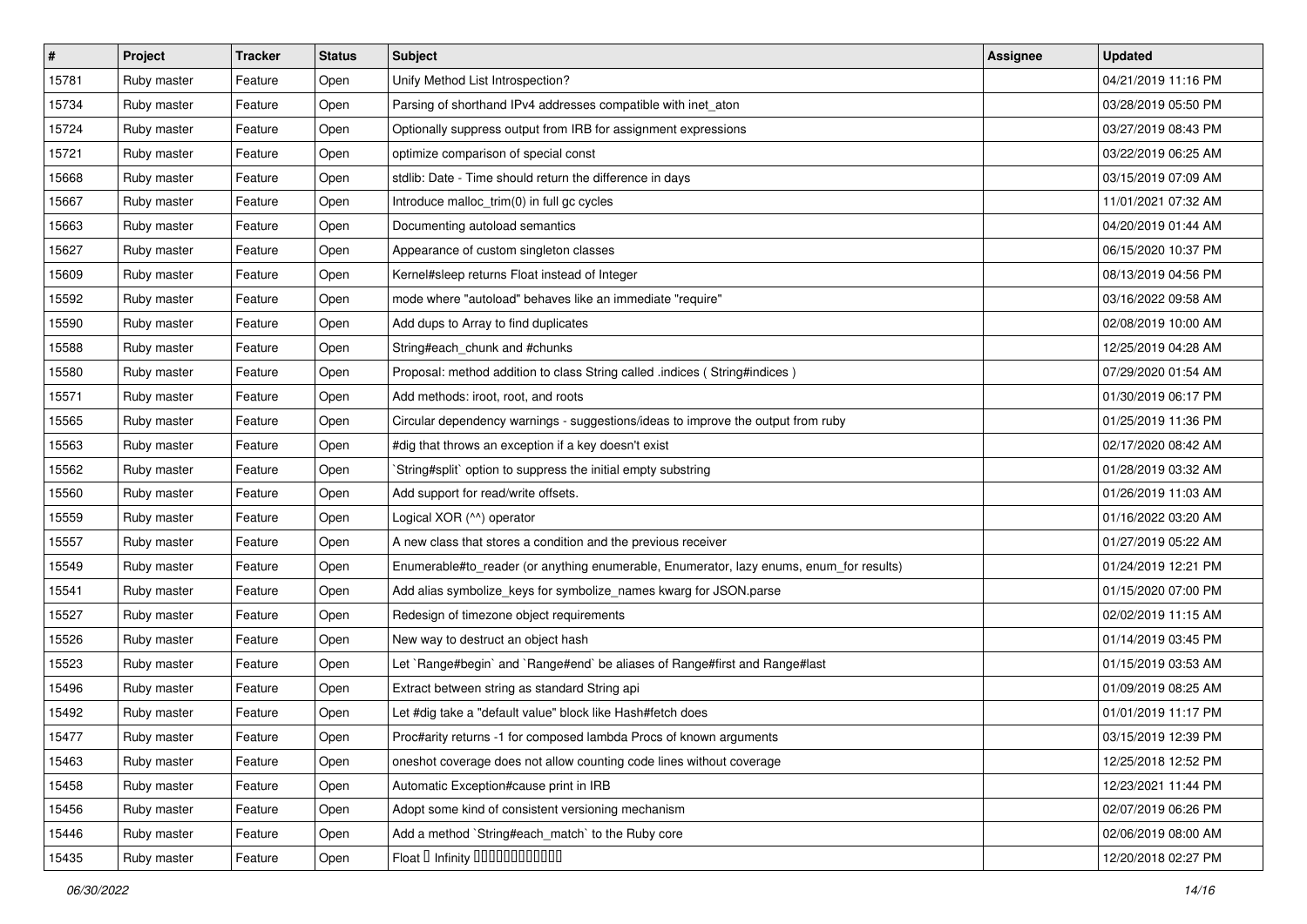| # | Project | Tracker | Status | Subject | Assignee | Updated |
|---|---|---|---|---|---|---|
| 15781 | Ruby master | Feature | Open | Unify Method List Introspection? | | 04/21/2019 11:16 PM |
| 15734 | Ruby master | Feature | Open | Parsing of shorthand IPv4 addresses compatible with inet_aton | | 03/28/2019 05:50 PM |
| 15724 | Ruby master | Feature | Open | Optionally suppress output from IRB for assignment expressions | | 03/27/2019 08:43 PM |
| 15721 | Ruby master | Feature | Open | optimize comparison of special const | | 03/22/2019 06:25 AM |
| 15668 | Ruby master | Feature | Open | stdlib: Date - Time should return the difference in days | | 03/15/2019 07:09 AM |
| 15667 | Ruby master | Feature | Open | Introduce malloc_trim(0) in full gc cycles | | 11/01/2021 07:32 AM |
| 15663 | Ruby master | Feature | Open | Documenting autoload semantics | | 04/20/2019 01:44 AM |
| 15627 | Ruby master | Feature | Open | Appearance of custom singleton classes | | 06/15/2020 10:37 PM |
| 15609 | Ruby master | Feature | Open | Kernel#sleep returns Float instead of Integer | | 08/13/2019 04:56 PM |
| 15592 | Ruby master | Feature | Open | mode where "autoload" behaves like an immediate "require" | | 03/16/2022 09:58 AM |
| 15590 | Ruby master | Feature | Open | Add dups to Array to find duplicates | | 02/08/2019 10:00 AM |
| 15588 | Ruby master | Feature | Open | String#each_chunk and #chunks | | 12/25/2019 04:28 AM |
| 15580 | Ruby master | Feature | Open | Proposal: method addition to class String called .indices ( String#indices ) | | 07/29/2020 01:54 AM |
| 15571 | Ruby master | Feature | Open | Add methods: iroot, root, and roots | | 01/30/2019 06:17 PM |
| 15565 | Ruby master | Feature | Open | Circular dependency warnings - suggestions/ideas to improve the output from ruby | | 01/25/2019 11:36 PM |
| 15563 | Ruby master | Feature | Open | #dig that throws an exception if a key doesn't exist | | 02/17/2020 08:42 AM |
| 15562 | Ruby master | Feature | Open | `String#split` option to suppress the initial empty substring | | 01/28/2019 03:32 AM |
| 15560 | Ruby master | Feature | Open | Add support for read/write offsets. | | 01/26/2019 11:03 AM |
| 15559 | Ruby master | Feature | Open | Logical XOR (^^) operator | | 01/16/2022 03:20 AM |
| 15557 | Ruby master | Feature | Open | A new class that stores a condition and the previous receiver | | 01/27/2019 05:22 AM |
| 15549 | Ruby master | Feature | Open | Enumerable#to_reader (or anything enumerable, Enumerator, lazy enums, enum_for results) | | 01/24/2019 12:21 PM |
| 15541 | Ruby master | Feature | Open | Add alias symbolize_keys for symbolize_names kwarg for JSON.parse | | 01/15/2020 07:00 PM |
| 15527 | Ruby master | Feature | Open | Redesign of timezone object requirements | | 02/02/2019 11:15 AM |
| 15526 | Ruby master | Feature | Open | New way to destruct an object hash | | 01/14/2019 03:45 PM |
| 15523 | Ruby master | Feature | Open | Let `Range#begin` and `Range#end` be aliases of Range#first and Range#last | | 01/15/2019 03:53 AM |
| 15496 | Ruby master | Feature | Open | Extract between string as standard String api | | 01/09/2019 08:25 AM |
| 15492 | Ruby master | Feature | Open | Let #dig take a "default value" block like Hash#fetch does | | 01/01/2019 11:17 PM |
| 15477 | Ruby master | Feature | Open | Proc#arity returns -1 for composed lambda Procs of known arguments | | 03/15/2019 12:39 PM |
| 15463 | Ruby master | Feature | Open | oneshot coverage does not allow counting code lines without coverage | | 12/25/2018 12:52 PM |
| 15458 | Ruby master | Feature | Open | Automatic Exception#cause print in IRB | | 12/23/2021 11:44 PM |
| 15456 | Ruby master | Feature | Open | Adopt some kind of consistent versioning mechanism | | 02/07/2019 06:26 PM |
| 15446 | Ruby master | Feature | Open | Add a method `String#each_match` to the Ruby core | | 02/06/2019 08:00 AM |
| 15435 | Ruby master | Feature | Open | Float � Infinity ������������ | | 12/20/2018 02:27 PM |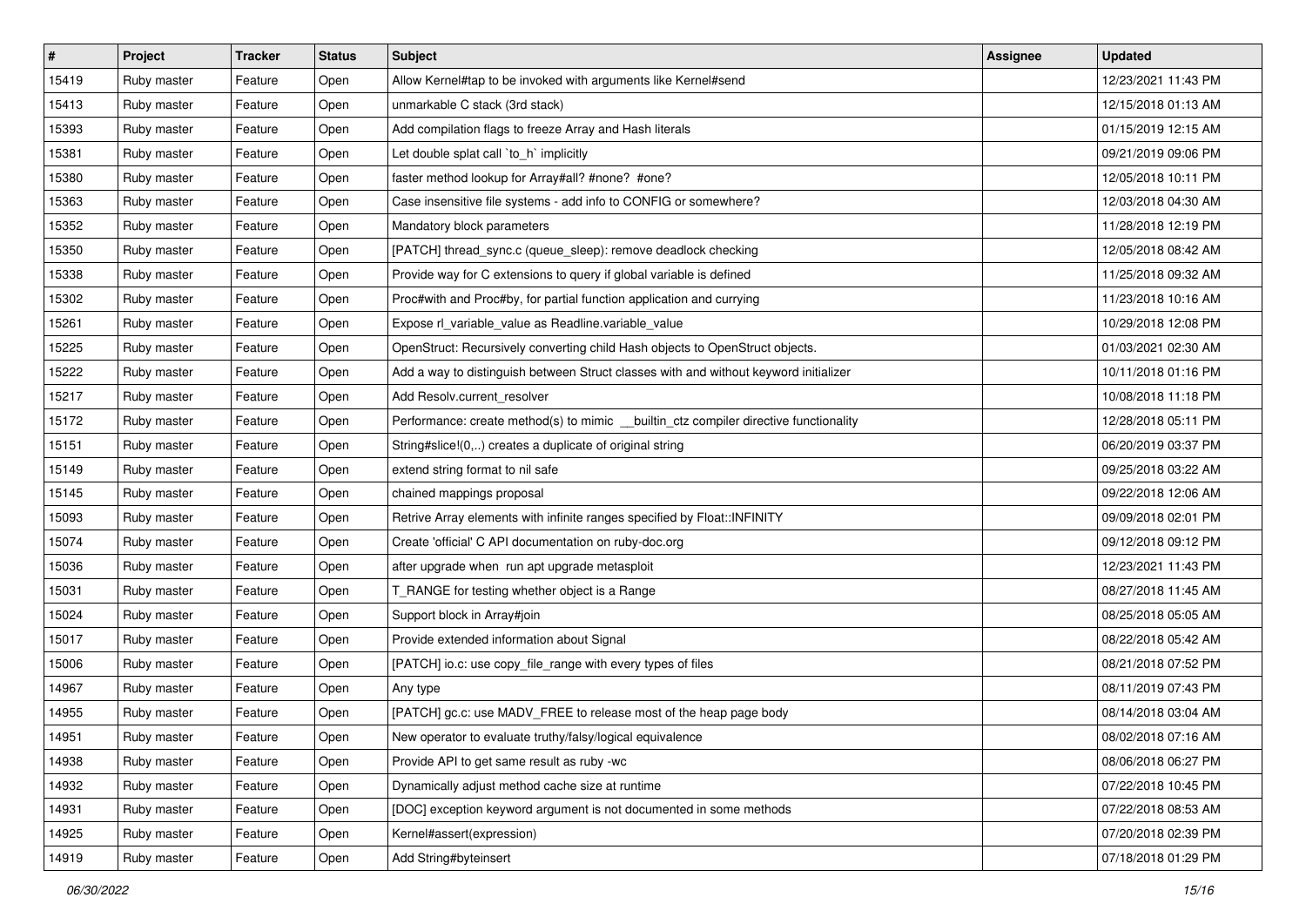| # | Project | Tracker | Status | Subject | Assignee | Updated |
|---|---|---|---|---|---|---|
| 15419 | Ruby master | Feature | Open | Allow Kernel#tap to be invoked with arguments like Kernel#send | | 12/23/2021 11:43 PM |
| 15413 | Ruby master | Feature | Open | unmarkable C stack (3rd stack) | | 12/15/2018 01:13 AM |
| 15393 | Ruby master | Feature | Open | Add compilation flags to freeze Array and Hash literals | | 01/15/2019 12:15 AM |
| 15381 | Ruby master | Feature | Open | Let double splat call `to_h` implicitly | | 09/21/2019 09:06 PM |
| 15380 | Ruby master | Feature | Open | faster method lookup for Array#all? #none? #one? | | 12/05/2018 10:11 PM |
| 15363 | Ruby master | Feature | Open | Case insensitive file systems - add info to CONFIG or somewhere? | | 12/03/2018 04:30 AM |
| 15352 | Ruby master | Feature | Open | Mandatory block parameters | | 11/28/2018 12:19 PM |
| 15350 | Ruby master | Feature | Open | [PATCH] thread_sync.c (queue_sleep): remove deadlock checking | | 12/05/2018 08:42 AM |
| 15338 | Ruby master | Feature | Open | Provide way for C extensions to query if global variable is defined | | 11/25/2018 09:32 AM |
| 15302 | Ruby master | Feature | Open | Proc#with and Proc#by, for partial function application and currying | | 11/23/2018 10:16 AM |
| 15261 | Ruby master | Feature | Open | Expose rl_variable_value as Readline.variable_value | | 10/29/2018 12:08 PM |
| 15225 | Ruby master | Feature | Open | OpenStruct: Recursively converting child Hash objects to OpenStruct objects. | | 01/03/2021 02:30 AM |
| 15222 | Ruby master | Feature | Open | Add a way to distinguish between Struct classes with and without keyword initializer | | 10/11/2018 01:16 PM |
| 15217 | Ruby master | Feature | Open | Add Resolv.current_resolver | | 10/08/2018 11:18 PM |
| 15172 | Ruby master | Feature | Open | Performance: create method(s) to mimic __builtin_ctz compiler directive functionality | | 12/28/2018 05:11 PM |
| 15151 | Ruby master | Feature | Open | String#slice!(0,..) creates a duplicate of original string | | 06/20/2019 03:37 PM |
| 15149 | Ruby master | Feature | Open | extend string format to nil safe | | 09/25/2018 03:22 AM |
| 15145 | Ruby master | Feature | Open | chained mappings proposal | | 09/22/2018 12:06 AM |
| 15093 | Ruby master | Feature | Open | Retrive Array elements with infinite ranges specified by Float::INFINITY | | 09/09/2018 02:01 PM |
| 15074 | Ruby master | Feature | Open | Create 'official' C API documentation on ruby-doc.org | | 09/12/2018 09:12 PM |
| 15036 | Ruby master | Feature | Open | after upgrade when run apt upgrade metasploit | | 12/23/2021 11:43 PM |
| 15031 | Ruby master | Feature | Open | T_RANGE for testing whether object is a Range | | 08/27/2018 11:45 AM |
| 15024 | Ruby master | Feature | Open | Support block in Array#join | | 08/25/2018 05:05 AM |
| 15017 | Ruby master | Feature | Open | Provide extended information about Signal | | 08/22/2018 05:42 AM |
| 15006 | Ruby master | Feature | Open | [PATCH] io.c: use copy_file_range with every types of files | | 08/21/2018 07:52 PM |
| 14967 | Ruby master | Feature | Open | Any type | | 08/11/2019 07:43 PM |
| 14955 | Ruby master | Feature | Open | [PATCH] gc.c: use MADV_FREE to release most of the heap page body | | 08/14/2018 03:04 AM |
| 14951 | Ruby master | Feature | Open | New operator to evaluate truthy/falsy/logical equivalence | | 08/02/2018 07:16 AM |
| 14938 | Ruby master | Feature | Open | Provide API to get same result as ruby -wc | | 08/06/2018 06:27 PM |
| 14932 | Ruby master | Feature | Open | Dynamically adjust method cache size at runtime | | 07/22/2018 10:45 PM |
| 14931 | Ruby master | Feature | Open | [DOC] exception keyword argument is not documented in some methods | | 07/22/2018 08:53 AM |
| 14925 | Ruby master | Feature | Open | Kernel#assert(expression) | | 07/20/2018 02:39 PM |
| 14919 | Ruby master | Feature | Open | Add String#byteinsert | | 07/18/2018 01:29 PM |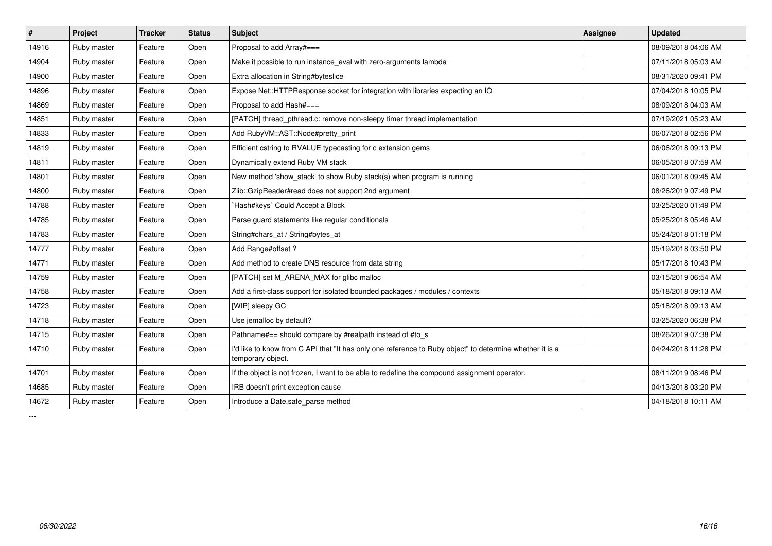| # | Project | Tracker | Status | Subject | Assignee | Updated |
|---|---|---|---|---|---|---|
| 14916 | Ruby master | Feature | Open | Proposal to add Array#=== | | 08/09/2018 04:06 AM |
| 14904 | Ruby master | Feature | Open | Make it possible to run instance_eval with zero-arguments lambda | | 07/11/2018 05:03 AM |
| 14900 | Ruby master | Feature | Open | Extra allocation in String#byteslice | | 08/31/2020 09:41 PM |
| 14896 | Ruby master | Feature | Open | Expose Net::HTTPResponse socket for integration with libraries expecting an IO | | 07/04/2018 10:05 PM |
| 14869 | Ruby master | Feature | Open | Proposal to add Hash#=== | | 08/09/2018 04:03 AM |
| 14851 | Ruby master | Feature | Open | [PATCH] thread_pthread.c: remove non-sleepy timer thread implementation | | 07/19/2021 05:23 AM |
| 14833 | Ruby master | Feature | Open | Add RubyVM::AST::Node#pretty_print | | 06/07/2018 02:56 PM |
| 14819 | Ruby master | Feature | Open | Efficient cstring to RVALUE typecasting for c extension gems | | 06/06/2018 09:13 PM |
| 14811 | Ruby master | Feature | Open | Dynamically extend Ruby VM stack | | 06/05/2018 07:59 AM |
| 14801 | Ruby master | Feature | Open | New method 'show_stack' to show Ruby stack(s) when program is running | | 06/01/2018 09:45 AM |
| 14800 | Ruby master | Feature | Open | Zlib::GzipReader#read does not support 2nd argument | | 08/26/2019 07:49 PM |
| 14788 | Ruby master | Feature | Open | `Hash#keys` Could Accept a Block | | 03/25/2020 01:49 PM |
| 14785 | Ruby master | Feature | Open | Parse guard statements like regular conditionals | | 05/25/2018 05:46 AM |
| 14783 | Ruby master | Feature | Open | String#chars_at / String#bytes_at | | 05/24/2018 01:18 PM |
| 14777 | Ruby master | Feature | Open | Add Range#offset ? | | 05/19/2018 03:50 PM |
| 14771 | Ruby master | Feature | Open | Add method to create DNS resource from data string | | 05/17/2018 10:43 PM |
| 14759 | Ruby master | Feature | Open | [PATCH] set M_ARENA_MAX for glibc malloc | | 03/15/2019 06:54 AM |
| 14758 | Ruby master | Feature | Open | Add a first-class support for isolated bounded packages / modules / contexts | | 05/18/2018 09:13 AM |
| 14723 | Ruby master | Feature | Open | [WIP] sleepy GC | | 05/18/2018 09:13 AM |
| 14718 | Ruby master | Feature | Open | Use jemalloc by default? | | 03/25/2020 06:38 PM |
| 14715 | Ruby master | Feature | Open | Pathname#== should compare by #realpath instead of #to_s | | 08/26/2019 07:38 PM |
| 14710 | Ruby master | Feature | Open | I'd like to know from C API that "It has only one reference to Ruby object" to determine whether it is a temporary object. | | 04/24/2018 11:28 PM |
| 14701 | Ruby master | Feature | Open | If the object is not frozen, I want to be able to redefine the compound assignment operator. | | 08/11/2019 08:46 PM |
| 14685 | Ruby master | Feature | Open | IRB doesn't print exception cause | | 04/13/2018 03:20 PM |
| 14672 | Ruby master | Feature | Open | Introduce a Date.safe_parse method | | 04/18/2018 10:11 AM |

...